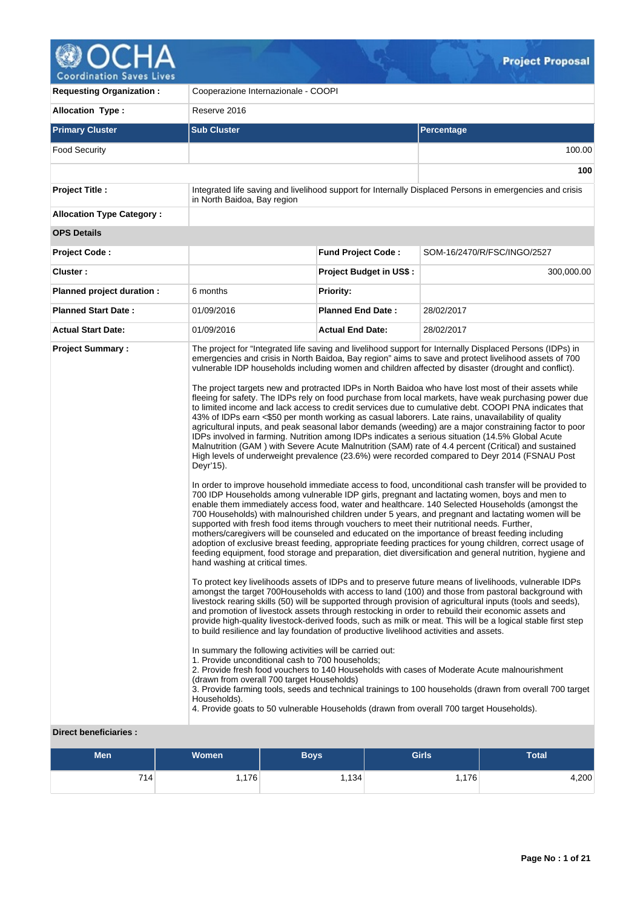# Project Proposal

| | | | |
|---|---|---|---|
| **Requesting Organization :** | Cooperazione Internazionale - COOPI | | |
| **Allocation Type :** | Reserve 2016 | | |

| Primary Cluster | Sub Cluster | Percentage |
|---|---|---|
| Food Security | | 100.00 |
| | | **100** |

| | | | |
|---|---|---|---|
| **Project Title :** | Integrated life saving and livelihood support for Internally Displaced Persons in emergencies and crisis in North Baidoa, Bay region | | |
| **Allocation Type Category :** | | | |
| **OPS Details** | | | |
| **Project Code :** | | **Fund Project Code :** | SOM-16/2470/R/FSC/INGO/2527 |
| **Cluster :** | | **Project Budget in US$ :** | 300,000.00 |
| **Planned project duration :** | 6 months | **Priority:** | |
| **Planned Start Date :** | 01/09/2016 | **Planned End Date :** | 28/02/2017 |
| **Actual Start Date:** | 01/09/2016 | **Actual End Date:** | 28/02/2017 |

**Project Summary :**

The project for "Integrated life saving and livelihood support for Internally Displaced Persons (IDPs) in emergencies and crisis in North Baidoa, Bay region" aims to save and protect livelihood assets of 700 vulnerable IDP households including women and children affected by disaster (drought and conflict).

The project targets new and protracted IDPs in North Baidoa who have lost most of their assets while fleeing for safety. The IDPs rely on food purchase from local markets, have weak purchasing power due to limited income and lack access to credit services due to cumulative debt. COOPI PNA indicates that 43% of IDPs earn <$50 per month working as casual laborers. Late rains, unavailability of quality agricultural inputs, and peak seasonal labor demands (weeding) are a major constraining factor to poor IDPs involved in farming. Nutrition among IDPs indicates a serious situation (14.5% Global Acute Malnutrition (GAM ) with Severe Acute Malnutrition (SAM) rate of 4.4 percent (Critical) and sustained High levels of underweight prevalence (23.6%) were recorded compared to Deyr 2014 (FSNAU Post Deyr'15).

In order to improve household immediate access to food, unconditional cash transfer will be provided to 700 IDP Households among vulnerable IDP girls, pregnant and lactating women, boys and men to enable them immediately access food, water and healthcare. 140 Selected Households (amongst the 700 Households) with malnourished children under 5 years, and pregnant and lactating women will be supported with fresh food items through vouchers to meet their nutritional needs. Further, mothers/caregivers will be counseled and educated on the importance of breast feeding including adoption of exclusive breast feeding, appropriate feeding practices for young children, correct usage of feeding equipment, food storage and preparation, diet diversification and general nutrition, hygiene and hand washing at critical times.

To protect key livelihoods assets of IDPs and to preserve future means of livelihoods, vulnerable IDPs amongst the target 700Households with access to land (100) and those from pastoral background with livestock rearing skills (50) will be supported through provision of agricultural inputs (tools and seeds), and promotion of livestock assets through restocking in order to rebuild their economic assets and provide high-quality livestock-derived foods, such as milk or meat. This will be a logical stable first step to build resilience and lay foundation of productive livelihood activities and assets.

In summary the following activities will be carried out:
1. Provide unconditional cash to 700 households;
2. Provide fresh food vouchers to 140 Households with cases of Moderate Acute malnourishment (drawn from overall 700 target Households)
3. Provide farming tools, seeds and technical trainings to 100 households (drawn from overall 700 target Households).
4. Provide goats to 50 vulnerable Households (drawn from overall 700 target Households).

**Direct beneficiaries :**

| Men | Women | Boys | Girls | Total |
|---|---|---|---|---|
| 714 | 1,176 | 1,134 | 1,176 | 4,200 |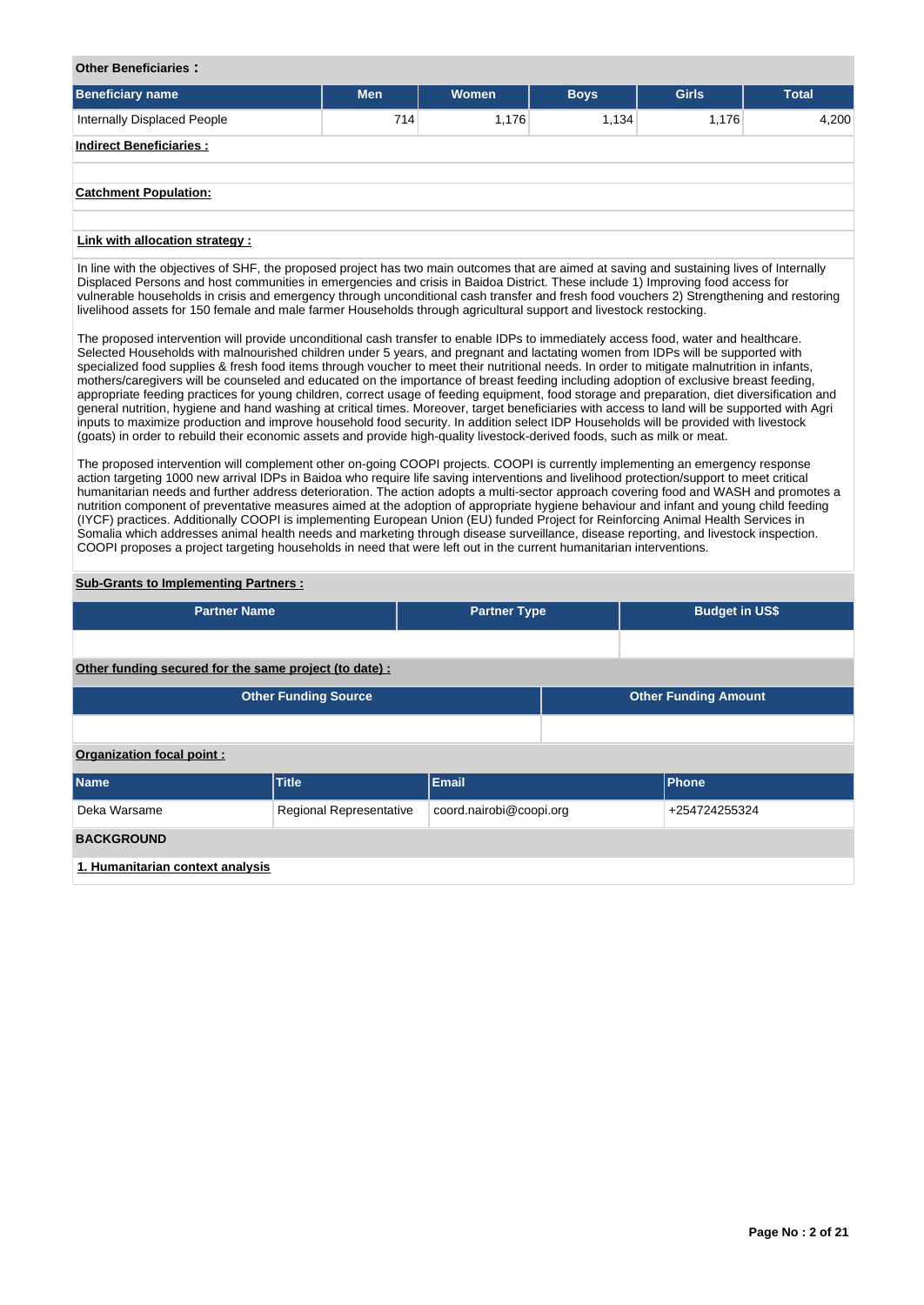**Other Beneficiaries :**

| Beneficiary name | Men | Women | Boys | Girls | Total |
|---|---|---|---|---|---|
| Internally Displaced People | 714 | 1,176 | 1,134 | 1,176 | 4,200 |

**Indirect Beneficiaries :**

**Catchment Population:**

**Link with allocation strategy :**

In line with the objectives of SHF, the proposed project has two main outcomes that are aimed at saving and sustaining lives of Internally Displaced Persons and host communities in emergencies and crisis in Baidoa District. These include 1) Improving food access for vulnerable households in crisis and emergency through unconditional cash transfer and fresh food vouchers 2) Strengthening and restoring livelihood assets for 150 female and male farmer Households through agricultural support and livestock restocking.

The proposed intervention will provide unconditional cash transfer to enable IDPs to immediately access food, water and healthcare. Selected Households with malnourished children under 5 years, and pregnant and lactating women from IDPs will be supported with specialized food supplies & fresh food items through voucher to meet their nutritional needs. In order to mitigate malnutrition in infants, mothers/caregivers will be counseled and educated on the importance of breast feeding including adoption of exclusive breast feeding, appropriate feeding practices for young children, correct usage of feeding equipment, food storage and preparation, diet diversification and general nutrition, hygiene and hand washing at critical times. Moreover, target beneficiaries with access to land will be supported with Agri inputs to maximize production and improve household food security. In addition select IDP Households will be provided with livestock (goats) in order to rebuild their economic assets and provide high-quality livestock-derived foods, such as milk or meat.

The proposed intervention will complement other on-going COOPI projects. COOPI is currently implementing an emergency response action targeting 1000 new arrival IDPs in Baidoa who require life saving interventions and livelihood protection/support to meet critical humanitarian needs and further address deterioration. The action adopts a multi-sector approach covering food and WASH and promotes a nutrition component of preventative measures aimed at the adoption of appropriate hygiene behaviour and infant and young child feeding (IYCF) practices. Additionally COOPI is implementing European Union (EU) funded Project for Reinforcing Animal Health Services in Somalia which addresses animal health needs and marketing through disease surveillance, disease reporting, and livestock inspection. COOPI proposes a project targeting households in need that were left out in the current humanitarian interventions.

**Sub-Grants to Implementing Partners :**

| Partner Name | Partner Type | Budget in US$ |
|---|---|---|
| | | |

**Other funding secured for the same project (to date) :**

| Other Funding Source | Other Funding Amount |
|---|---|
| | |

**Organization focal point :**

| Name | Title | Email | Phone |
|---|---|---|---|
| Deka Warsame | Regional Representative | coord.nairobi@coopi.org | +254724255324 |

**BACKGROUND**

**1. Humanitarian context analysis**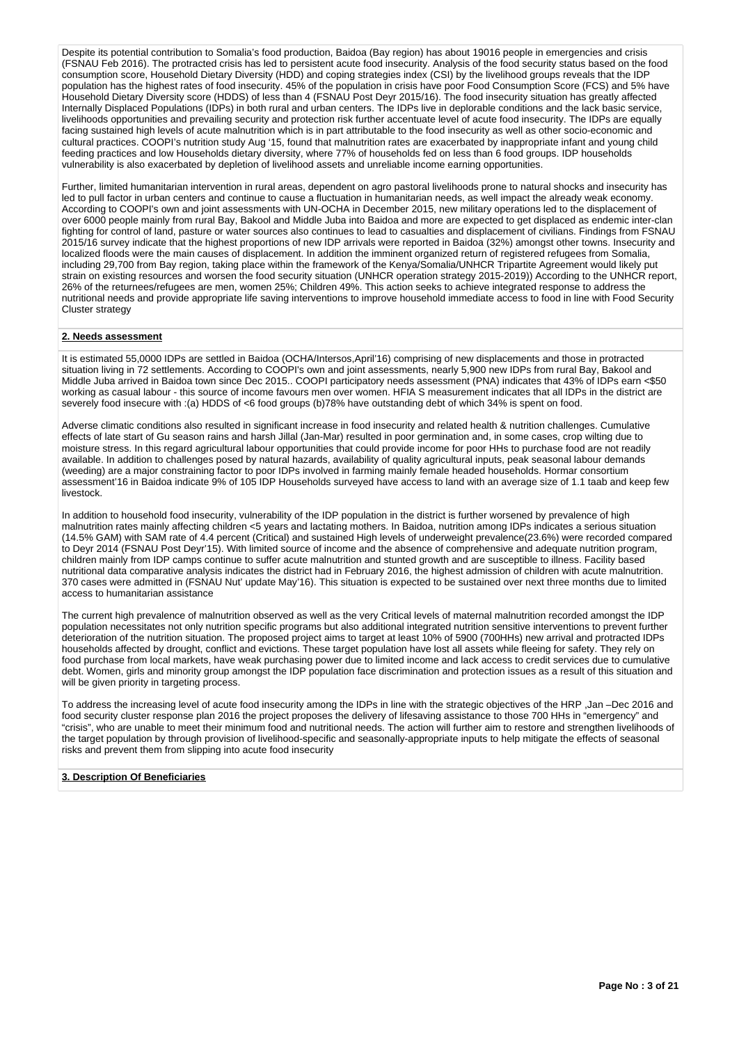Despite its potential contribution to Somalia's food production, Baidoa (Bay region) has about 19016 people in emergencies and crisis (FSNAU Feb 2016). The protracted crisis has led to persistent acute food insecurity. Analysis of the food security status based on the food consumption score, Household Dietary Diversity (HDD) and coping strategies index (CSI) by the livelihood groups reveals that the IDP population has the highest rates of food insecurity. 45% of the population in crisis have poor Food Consumption Score (FCS) and 5% have Household Dietary Diversity score (HDDS) of less than 4 (FSNAU Post Deyr 2015/16). The food insecurity situation has greatly affected Internally Displaced Populations (IDPs) in both rural and urban centers. The IDPs live in deplorable conditions and the lack basic service, livelihoods opportunities and prevailing security and protection risk further accentuate level of acute food insecurity. The IDPs are equally facing sustained high levels of acute malnutrition which is in part attributable to the food insecurity as well as other socio-economic and cultural practices. COOPI's nutrition study Aug '15, found that malnutrition rates are exacerbated by inappropriate infant and young child feeding practices and low Households dietary diversity, where 77% of households fed on less than 6 food groups. IDP households vulnerability is also exacerbated by depletion of livelihood assets and unreliable income earning opportunities.

Further, limited humanitarian intervention in rural areas, dependent on agro pastoral livelihoods prone to natural shocks and insecurity has led to pull factor in urban centers and continue to cause a fluctuation in humanitarian needs, as well impact the already weak economy. According to COOPI's own and joint assessments with UN-OCHA in December 2015, new military operations led to the displacement of over 6000 people mainly from rural Bay, Bakool and Middle Juba into Baidoa and more are expected to get displaced as endemic inter-clan fighting for control of land, pasture or water sources also continues to lead to casualties and displacement of civilians. Findings from FSNAU 2015/16 survey indicate that the highest proportions of new IDP arrivals were reported in Baidoa (32%) amongst other towns. Insecurity and localized floods were the main causes of displacement. In addition the imminent organized return of registered refugees from Somalia, including 29,700 from Bay region, taking place within the framework of the Kenya/Somalia/UNHCR Tripartite Agreement would likely put strain on existing resources and worsen the food security situation (UNHCR operation strategy 2015-2019)) According to the UNHCR report, 26% of the returnees/refugees are men, women 25%; Children 49%. This action seeks to achieve integrated response to address the nutritional needs and provide appropriate life saving interventions to improve household immediate access to food in line with Food Security Cluster strategy

## 2. Needs assessment

It is estimated 55,0000 IDPs are settled in Baidoa (OCHA/Intersos,April'16) comprising of new displacements and those in protracted situation living in 72 settlements. According to COOPI's own and joint assessments, nearly 5,900 new IDPs from rural Bay, Bakool and Middle Juba arrived in Baidoa town since Dec 2015.. COOPI participatory needs assessment (PNA) indicates that 43% of IDPs earn <$50 working as casual labour - this source of income favours men over women. HFIA S measurement indicates that all IDPs in the district are severely food insecure with :(a) HDDS of <6 food groups (b)78% have outstanding debt of which 34% is spent on food.

Adverse climatic conditions also resulted in significant increase in food insecurity and related health & nutrition challenges. Cumulative effects of late start of Gu season rains and harsh Jillal (Jan-Mar) resulted in poor germination and, in some cases, crop wilting due to moisture stress. In this regard agricultural labour opportunities that could provide income for poor HHs to purchase food are not readily available. In addition to challenges posed by natural hazards, availability of quality agricultural inputs, peak seasonal labour demands (weeding) are a major constraining factor to poor IDPs involved in farming mainly female headed households. Hormar consortium assessment'16 in Baidoa indicate 9% of 105 IDP Households surveyed have access to land with an average size of 1.1 taab and keep few livestock.

In addition to household food insecurity, vulnerability of the IDP population in the district is further worsened by prevalence of high malnutrition rates mainly affecting children <5 years and lactating mothers. In Baidoa, nutrition among IDPs indicates a serious situation (14.5% GAM) with SAM rate of 4.4 percent (Critical) and sustained High levels of underweight prevalence(23.6%) were recorded compared to Deyr 2014 (FSNAU Post Deyr'15). With limited source of income and the absence of comprehensive and adequate nutrition program, children mainly from IDP camps continue to suffer acute malnutrition and stunted growth and are susceptible to illness. Facility based nutritional data comparative analysis indicates the district had in February 2016, the highest admission of children with acute malnutrition. 370 cases were admitted in (FSNAU Nut' update May'16). This situation is expected to be sustained over next three months due to limited access to humanitarian assistance

The current high prevalence of malnutrition observed as well as the very Critical levels of maternal malnutrition recorded amongst the IDP population necessitates not only nutrition specific programs but also additional integrated nutrition sensitive interventions to prevent further deterioration of the nutrition situation. The proposed project aims to target at least 10% of 5900 (700HHs) new arrival and protracted IDPs households affected by drought, conflict and evictions. These target population have lost all assets while fleeing for safety. They rely on food purchase from local markets, have weak purchasing power due to limited income and lack access to credit services due to cumulative debt. Women, girls and minority group amongst the IDP population face discrimination and protection issues as a result of this situation and will be given priority in targeting process.

To address the increasing level of acute food insecurity among the IDPs in line with the strategic objectives of the HRP ,Jan –Dec 2016 and food security cluster response plan 2016 the project proposes the delivery of lifesaving assistance to those 700 HHs in "emergency" and "crisis", who are unable to meet their minimum food and nutritional needs. The action will further aim to restore and strengthen livelihoods of the target population by through provision of livelihood-specific and seasonally-appropriate inputs to help mitigate the effects of seasonal risks and prevent them from slipping into acute food insecurity

## 3. Description Of Beneficiaries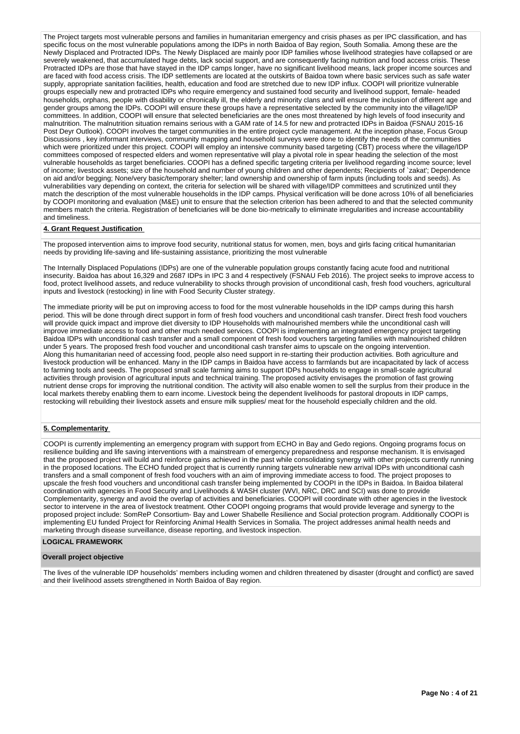The Project targets most vulnerable persons and families in humanitarian emergency and crisis phases as per IPC classification, and has specific focus on the most vulnerable populations among the IDPs in north Baidoa of Bay region, South Somalia. Among these are the Newly Displaced and Protracted IDPs. The Newly Displaced are mainly poor IDP families whose livelihood strategies have collapsed or are severely weakened, that accumulated huge debts, lack social support, and are consequently facing nutrition and food access crisis. These Protracted IDPs are those that have stayed in the IDP camps longer, have no significant livelihood means, lack proper income sources and are faced with food access crisis. The IDP settlements are located at the outskirts of Baidoa town where basic services such as safe water supply, appropriate sanitation facilities, health, education and food are stretched due to new IDP influx. COOPI will prioritize vulnerable groups especially new and protracted IDPs who require emergency and sustained food security and livelihood support, female- headed households, orphans, people with disability or chronically ill, the elderly and minority clans and will ensure the inclusion of different age and gender groups among the IDPs. COOPI will ensure these groups have a representative selected by the community into the village/IDP committees. In addition, COOPI will ensure that selected beneficiaries are the ones most threatened by high levels of food insecurity and malnutrition. The malnutrition situation remains serious with a GAM rate of 14.5 for new and protracted IDPs in Baidoa (FSNAU 2015-16 Post Deyr Outlook). COOPI involves the target communities in the entire project cycle management. At the inception phase, Focus Group Discussions , key informant interviews, community mapping and household surveys were done to identify the needs of the communities which were prioritized under this project. COOPI will employ an intensive community based targeting (CBT) process where the village/IDP committees composed of respected elders and women representative will play a pivotal role in spear heading the selection of the most vulnerable households as target beneficiaries. COOPI has a defined specific targeting criteria per livelihood regarding income source; level of income; livestock assets; size of the household and number of young children and other dependents; Recipients of `zakat'; Dependence on aid and/or begging; None/very basic/temporary shelter; land ownership and ownership of farm inputs (including tools and seeds). As vulnerabilities vary depending on context, the criteria for selection will be shared with village/IDP committees and scrutinized until they match the description of the most vulnerable households in the IDP camps. Physical verification will be done across 10% of all beneficiaries by COOPI monitoring and evaluation (M&E) unit to ensure that the selection criterion has been adhered to and that the selected community members match the criteria. Registration of beneficiaries will be done bio-metrically to eliminate irregularities and increase accountability and timeliness.

**4. Grant Request Justification**

The proposed intervention aims to improve food security, nutritional status for women, men, boys and girls facing critical humanitarian needs by providing life-saving and life-sustaining assistance, prioritizing the most vulnerable

The Internally Displaced Populations (IDPs) are one of the vulnerable population groups constantly facing acute food and nutritional insecurity. Baidoa has about 16,329 and 2687 IDPs in IPC 3 and 4 respectively (FSNAU Feb 2016). The project seeks to improve access to food, protect livelihood assets, and reduce vulnerability to shocks through provision of unconditional cash, fresh food vouchers, agricultural inputs and livestock (restocking) in line with Food Security Cluster strategy.

The immediate priority will be put on improving access to food for the most vulnerable households in the IDP camps during this harsh period. This will be done through direct support in form of fresh food vouchers and unconditional cash transfer. Direct fresh food vouchers will provide quick impact and improve diet diversity to IDP Households with malnourished members while the unconditional cash will improve immediate access to food and other much needed services. COOPI is implementing an integrated emergency project targeting Baidoa IDPs with unconditional cash transfer and a small component of fresh food vouchers targeting families with malnourished children under 5 years. The proposed fresh food voucher and unconditional cash transfer aims to upscale on the ongoing intervention.
Along this humanitarian need of accessing food, people also need support in re-starting their production activities. Both agriculture and livestock production will be enhanced. Many in the IDP camps in Baidoa have access to farmlands but are incapacitated by lack of access to farming tools and seeds. The proposed small scale farming aims to support IDPs households to engage in small-scale agricultural activities through provision of agricultural inputs and technical training. The proposed activity envisages the promotion of fast growing nutrient dense crops for improving the nutritional condition. The activity will also enable women to sell the surplus from their produce in the local markets thereby enabling them to earn income. Livestock being the dependent livelihoods for pastoral dropouts in IDP camps, restocking will rebuilding their livestock assets and ensure milk supplies/ meat for the household especially children and the old.

**5. Complementarity**

COOPI is currently implementing an emergency program with support from ECHO in Bay and Gedo regions. Ongoing programs focus on resilience building and life saving interventions with a mainstream of emergency preparedness and response mechanism. It is envisaged that the proposed project will build and reinforce gains achieved in the past while consolidating synergy with other projects currently running in the proposed locations. The ECHO funded project that is currently running targets vulnerable new arrival IDPs with unconditional cash transfers and a small component of fresh food vouchers with an aim of improving immediate access to food. The project proposes to upscale the fresh food vouchers and unconditional cash transfer being implemented by COOPI in the IDPs in Baidoa. In Baidoa bilateral coordination with agencies in Food Security and Livelihoods & WASH cluster (WVI, NRC, DRC and SCI) was done to provide Complementarity, synergy and avoid the overlap of activities and beneficiaries. COOPI will coordinate with other agencies in the livestock sector to intervene in the area of livestock treatment. Other COOPI ongoing programs that would provide leverage and synergy to the proposed project include: SomReP Consortium- Bay and Lower Shabelle Resilience and Social protection program. Additionally COOPI is implementing EU funded Project for Reinforcing Animal Health Services in Somalia. The project addresses animal health needs and marketing through disease surveillance, disease reporting, and livestock inspection.

**LOGICAL FRAMEWORK**

**Overall project objective**

The lives of the vulnerable IDP households' members including women and children threatened by disaster (drought and conflict) are saved and their livelihood assets strengthened in North Baidoa of Bay region.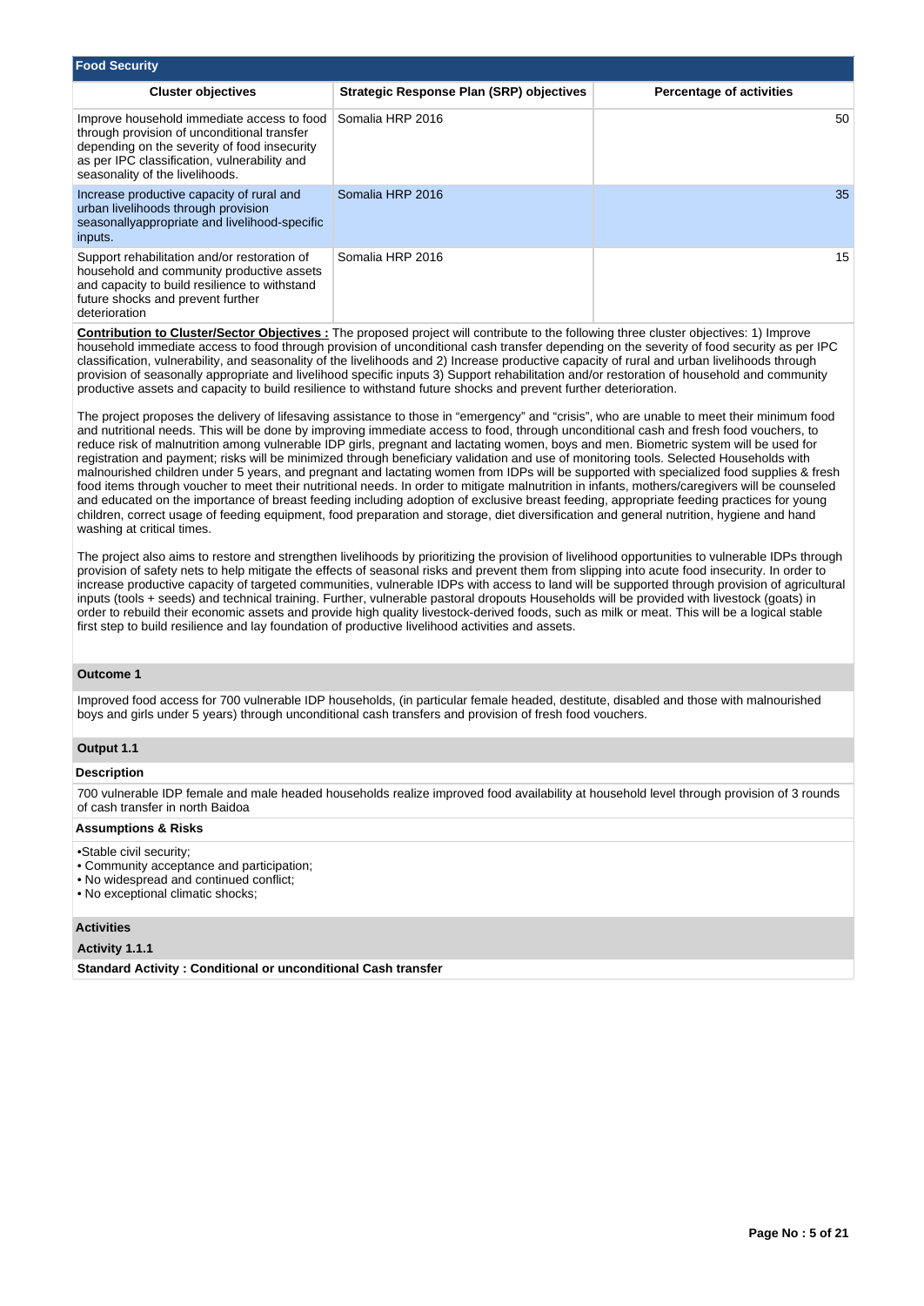## Food Security

| Cluster objectives | Strategic Response Plan (SRP) objectives | Percentage of activities |
|---|---|---|
| Improve household immediate access to food through provision of unconditional transfer depending on the severity of food insecurity as per IPC classification, vulnerability and seasonality of the livelihoods. | Somalia HRP 2016 | 50 |
| Increase productive capacity of rural and urban livelihoods through provision seasonallyappropriate and livelihood-specific inputs. | Somalia HRP 2016 | 35 |
| Support rehabilitation and/or restoration of household and community productive assets and capacity to build resilience to withstand future shocks and prevent further deterioration | Somalia HRP 2016 | 15 |

**Contribution to Cluster/Sector Objectives :** The proposed project will contribute to the following three cluster objectives: 1) Improve household immediate access to food through provision of unconditional cash transfer depending on the severity of food security as per IPC classification, vulnerability, and seasonality of the livelihoods and 2) Increase productive capacity of rural and urban livelihoods through provision of seasonally appropriate and livelihood specific inputs 3) Support rehabilitation and/or restoration of household and community productive assets and capacity to build resilience to withstand future shocks and prevent further deterioration.

The project proposes the delivery of lifesaving assistance to those in "emergency" and "crisis", who are unable to meet their minimum food and nutritional needs. This will be done by improving immediate access to food, through unconditional cash and fresh food vouchers, to reduce risk of malnutrition among vulnerable IDP girls, pregnant and lactating women, boys and men. Biometric system will be used for registration and payment; risks will be minimized through beneficiary validation and use of monitoring tools. Selected Households with malnourished children under 5 years, and pregnant and lactating women from IDPs will be supported with specialized food supplies & fresh food items through voucher to meet their nutritional needs. In order to mitigate malnutrition in infants, mothers/caregivers will be counseled and educated on the importance of breast feeding including adoption of exclusive breast feeding, appropriate feeding practices for young children, correct usage of feeding equipment, food preparation and storage, diet diversification and general nutrition, hygiene and hand washing at critical times.

The project also aims to restore and strengthen livelihoods by prioritizing the provision of livelihood opportunities to vulnerable IDPs through provision of safety nets to help mitigate the effects of seasonal risks and prevent them from slipping into acute food insecurity. In order to increase productive capacity of targeted communities, vulnerable IDPs with access to land will be supported through provision of agricultural inputs (tools + seeds) and technical training. Further, vulnerable pastoral dropouts Households will be provided with livestock (goats) in order to rebuild their economic assets and provide high quality livestock-derived foods, such as milk or meat. This will be a logical stable first step to build resilience and lay foundation of productive livelihood activities and assets.

### Outcome 1

Improved food access for 700 vulnerable IDP households, (in particular female headed, destitute, disabled and those with malnourished boys and girls under 5 years) through unconditional cash transfers and provision of fresh food vouchers.

### Output 1.1

**Description**

700 vulnerable IDP female and male headed households realize improved food availability at household level through provision of 3 rounds of cash transfer in north Baidoa

**Assumptions & Risks**

- Stable civil security;
- Community acceptance and participation;
- No widespread and continued conflict;
- No exceptional climatic shocks;

**Activities**

**Activity 1.1.1**

**Standard Activity : Conditional or unconditional Cash transfer**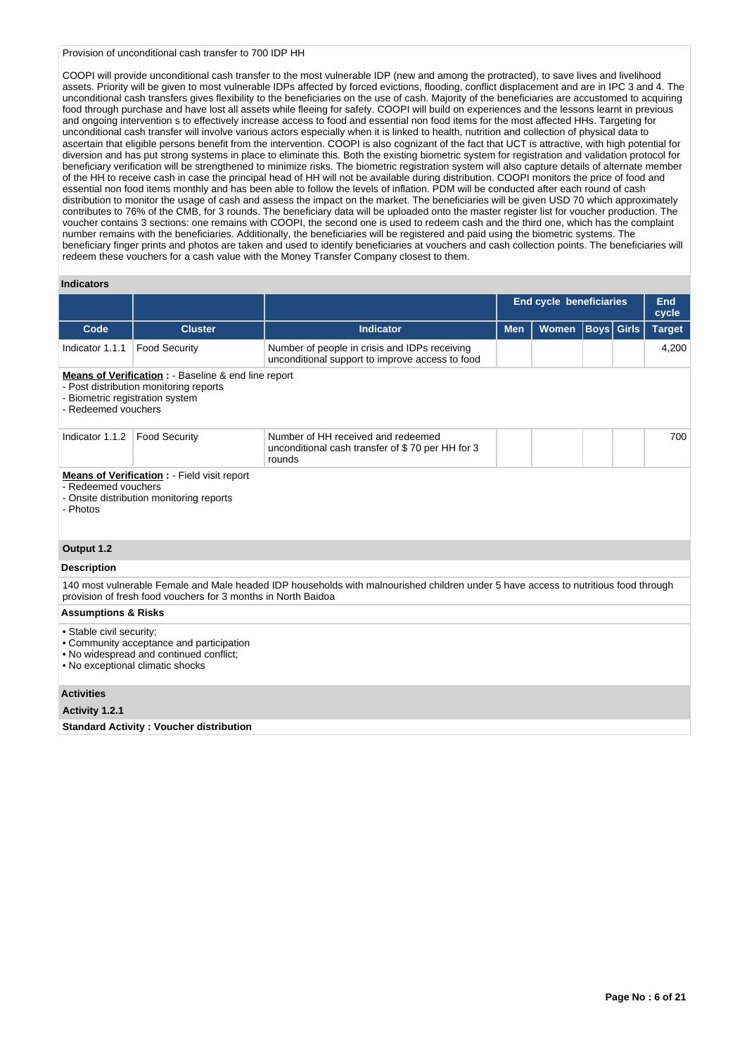Provision of unconditional cash transfer to 700 IDP HH

COOPI will provide unconditional cash transfer to the most vulnerable IDP (new and among the protracted), to save lives and livelihood assets. Priority will be given to most vulnerable IDPs affected by forced evictions, flooding, conflict displacement and are in IPC 3 and 4. The unconditional cash transfers gives flexibility to the beneficiaries on the use of cash. Majority of the beneficiaries are accustomed to acquiring food through purchase and have lost all assets while fleeing for safety. COOPI will build on experiences and the lessons learnt in previous and ongoing intervention s to effectively increase access to food and essential non food items for the most affected HHs. Targeting for unconditional cash transfer will involve various actors especially when it is linked to health, nutrition and collection of physical data to ascertain that eligible persons benefit from the intervention. COOPI is also cognizant of the fact that UCT is attractive, with high potential for diversion and has put strong systems in place to eliminate this. Both the existing biometric system for registration and validation protocol for beneficiary verification will be strengthened to minimize risks. The biometric registration system will also capture details of alternate member of the HH to receive cash in case the principal head of HH will not be available during distribution. COOPI monitors the price of food and essential non food items monthly and has been able to follow the levels of inflation. PDM will be conducted after each round of cash distribution to monitor the usage of cash and assess the impact on the market. The beneficiaries will be given USD 70 which approximately contributes to 76% of the CMB, for 3 rounds. The beneficiary data will be uploaded onto the master register list for voucher production. The voucher contains 3 sections: one remains with COOPI, the second one is used to redeem cash and the third one, which has the complaint number remains with the beneficiaries. Additionally, the beneficiaries will be registered and paid using the biometric systems. The beneficiary finger prints and photos are taken and used to identify beneficiaries at vouchers and cash collection points. The beneficiaries will redeem these vouchers for a cash value with the Money Transfer Company closest to them.

### Indicators

| | | | End cycle beneficiaries | | | | End cycle |
|---|---|---|---|---|---|---|---|
| **Code** | **Cluster** | **Indicator** | **Men** | **Women** | **Boys** | **Girls** | **Target** |
| Indicator 1.1.1 | Food Security | Number of people in crisis and IDPs receiving unconditional support to improve access to food | | | | | 4,200 |

**Means of Verification :** - Baseline & end line report
- Post distribution monitoring reports
- Biometric registration system
- Redeemed vouchers

| | | | | | | | |
|---|---|---|---|---|---|---|---|
| Indicator 1.1.2 | Food Security | Number of HH received and redeemed unconditional cash transfer of $ 70 per HH for 3 rounds | | | | | 700 |

**Means of Verification :** - Field visit report
- Redeemed vouchers
- Onsite distribution monitoring reports
- Photos

### Output 1.2

**Description**

140 most vulnerable Female and Male headed IDP households with malnourished children under 5 have access to nutritious food through provision of fresh food vouchers for 3 months in North Baidoa

**Assumptions & Risks**

- Stable civil security;
- Community acceptance and participation
- No widespread and continued conflict;
- No exceptional climatic shocks

**Activities**

**Activity 1.2.1**

**Standard Activity : Voucher distribution**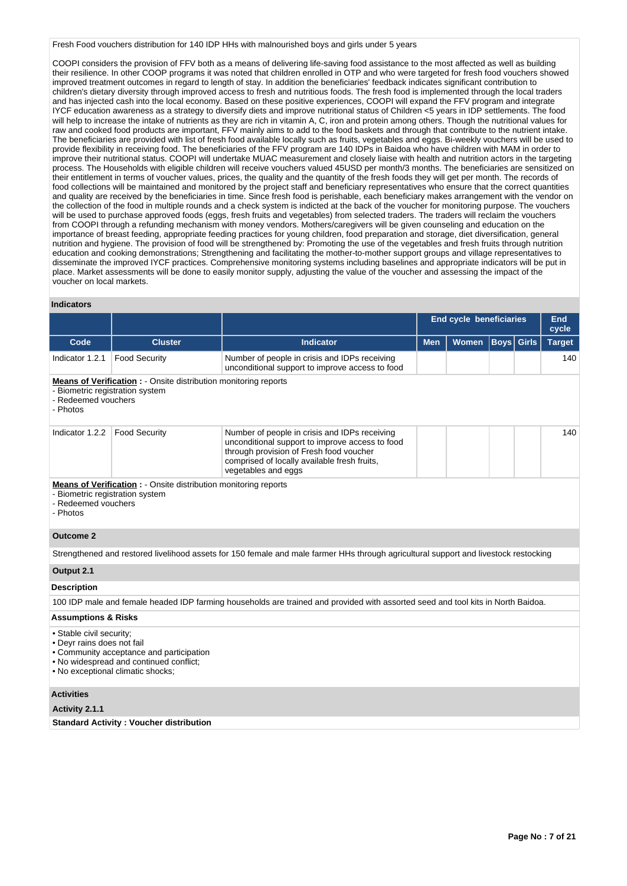Fresh Food vouchers distribution for 140 IDP HHs with malnourished boys and girls under 5 years

COOPI considers the provision of FFV both as a means of delivering life-saving food assistance to the most affected as well as building their resilience. In other COOP programs it was noted that children enrolled in OTP and who were targeted for fresh food vouchers showed improved treatment outcomes in regard to length of stay. In addition the beneficiaries' feedback indicates significant contribution to children's dietary diversity through improved access to fresh and nutritious foods. The fresh food is implemented through the local traders and has injected cash into the local economy. Based on these positive experiences, COOPI will expand the FFV program and integrate IYCF education awareness as a strategy to diversify diets and improve nutritional status of Children <5 years in IDP settlements. The food will help to increase the intake of nutrients as they are rich in vitamin A, C, iron and protein among others. Though the nutritional values for raw and cooked food products are important, FFV mainly aims to add to the food baskets and through that contribute to the nutrient intake. The beneficiaries are provided with list of fresh food available locally such as fruits, vegetables and eggs. Bi-weekly vouchers will be used to provide flexibility in receiving food. The beneficiaries of the FFV program are 140 IDPs in Baidoa who have children with MAM in order to improve their nutritional status. COOPI will undertake MUAC measurement and closely liaise with health and nutrition actors in the targeting process. The Households with eligible children will receive vouchers valued 45USD per month/3 months. The beneficiaries are sensitized on their entitlement in terms of voucher values, prices, the quality and the quantity of the fresh foods they will get per month. The records of food collections will be maintained and monitored by the project staff and beneficiary representatives who ensure that the correct quantities and quality are received by the beneficiaries in time. Since fresh food is perishable, each beneficiary makes arrangement with the vendor on the collection of the food in multiple rounds and a check system is indicted at the back of the voucher for monitoring purpose. The vouchers will be used to purchase approved foods (eggs, fresh fruits and vegetables) from selected traders. The traders will reclaim the vouchers from COOPI through a refunding mechanism with money vendors. Mothers/caregivers will be given counseling and education on the importance of breast feeding, appropriate feeding practices for young children, food preparation and storage, diet diversification, general nutrition and hygiene. The provision of food will be strengthened by: Promoting the use of the vegetables and fresh fruits through nutrition education and cooking demonstrations; Strengthening and facilitating the mother-to-mother support groups and village representatives to disseminate the improved IYCF practices. Comprehensive monitoring systems including baselines and appropriate indicators will be put in place. Market assessments will be done to easily monitor supply, adjusting the value of the voucher and assessing the impact of the voucher on local markets.

### Indicators

| | | | End cycle beneficiaries | | | | End cycle |
|---|---|---|---|---|---|---|---|
| **Code** | **Cluster** | **Indicator** | **Men** | **Women** | **Boys** | **Girls** | **Target** |
| Indicator 1.2.1 | Food Security | Number of people in crisis and IDPs receiving unconditional support to improve access to food | | | | | 140 |

**Means of Verification :** - Onsite distribution monitoring reports
- Biometric registration system
- Redeemed vouchers
- Photos

| Code | Cluster | Indicator | Men | Women | Boys | Girls | Target |
|---|---|---|---|---|---|---|---|
| Indicator 1.2.2 | Food Security | Number of people in crisis and IDPs receiving unconditional support to improve access to food through provision of Fresh food voucher comprised of locally available fresh fruits, vegetables and eggs | | | | | 140 |

**Means of Verification :** - Onsite distribution monitoring reports
- Biometric registration system
- Redeemed vouchers
- Photos

### Outcome 2

Strengthened and restored livelihood assets for 150 female and male farmer HHs through agricultural support and livestock restocking

### Output 2.1

**Description**

100 IDP male and female headed IDP farming households are trained and provided with assorted seed and tool kits in North Baidoa.

**Assumptions & Risks**

- Stable civil security;
- Deyr rains does not fail
- Community acceptance and participation
- No widespread and continued conflict;
- No exceptional climatic shocks;

### Activities

**Activity 2.1.1**

**Standard Activity : Voucher distribution**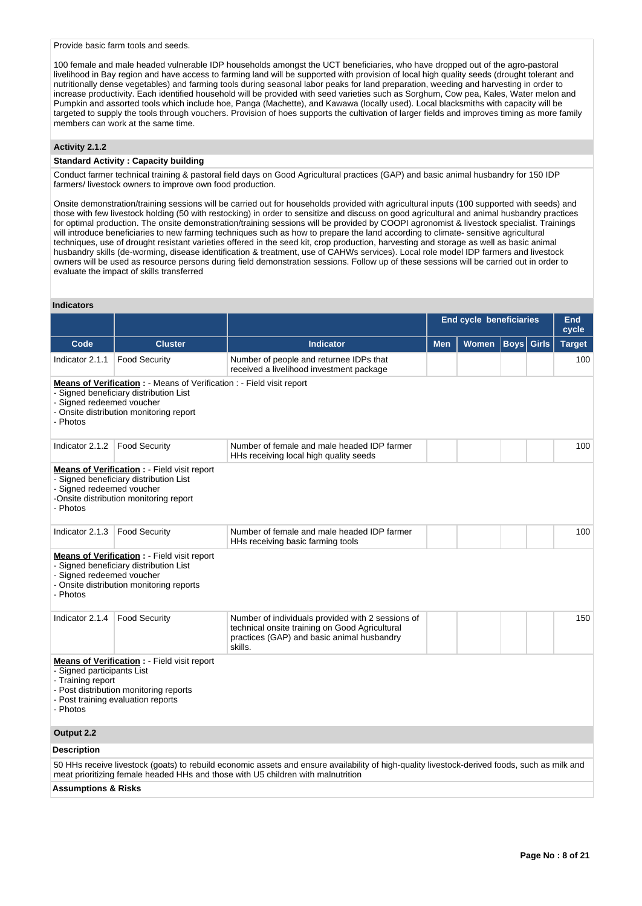Provide basic farm tools and seeds.

100 female and male headed vulnerable IDP households amongst the UCT beneficiaries, who have dropped out of the agro-pastoral livelihood in Bay region and have access to farming land will be supported with provision of local high quality seeds (drought tolerant and nutritionally dense vegetables) and farming tools during seasonal labor peaks for land preparation, weeding and harvesting in order to increase productivity. Each identified household will be provided with seed varieties such as Sorghum, Cow pea, Kales, Water melon and Pumpkin and assorted tools which include hoe, Panga (Machette), and Kawawa (locally used). Local blacksmiths with capacity will be targeted to supply the tools through vouchers. Provision of hoes supports the cultivation of larger fields and improves timing as more family members can work at the same time.

### Activity 2.1.2

**Standard Activity : Capacity building**

Conduct farmer technical training & pastoral field days on Good Agricultural practices (GAP) and basic animal husbandry for 150 IDP farmers/ livestock owners to improve own food production.

Onsite demonstration/training sessions will be carried out for households provided with agricultural inputs (100 supported with seeds) and those with few livestock holding (50 with restocking) in order to sensitize and discuss on good agricultural and animal husbandry practices for optimal production. The onsite demonstration/training sessions will be provided by COOPI agronomist & livestock specialist. Trainings will introduce beneficiaries to new farming techniques such as how to prepare the land according to climate- sensitive agricultural techniques, use of drought resistant varieties offered in the seed kit, crop production, harvesting and storage as well as basic animal husbandry skills (de-worming, disease identification & treatment, use of CAHWs services). Local role model IDP farmers and livestock owners will be used as resource persons during field demonstration sessions. Follow up of these sessions will be carried out in order to evaluate the impact of skills transferred

### Indicators

| | | | End cycle beneficiaries | | | | End cycle |
|---|---|---|---|---|---|---|---|
| **Code** | **Cluster** | **Indicator** | **Men** | **Women** | **Boys** | **Girls** | **Target** |
| Indicator 2.1.1 | Food Security | Number of people and returnee IDPs that received a livelihood investment package | | | | | 100 |

**Means of Verification :** - Means of Verification : - Field visit report
- Signed beneficiary distribution List
- Signed redeemed voucher
- Onsite distribution monitoring report
- Photos

| | | | | | | | |
|---|---|---|---|---|---|---|---|
| Indicator 2.1.2 | Food Security | Number of female and male headed IDP farmer HHs receiving local high quality seeds | | | | | 100 |

**Means of Verification :** - Field visit report
- Signed beneficiary distribution List
- Signed redeemed voucher
-Onsite distribution monitoring report
- Photos

| | | | | | | | |
|---|---|---|---|---|---|---|---|
| Indicator 2.1.3 | Food Security | Number of female and male headed IDP farmer HHs receiving basic farming tools | | | | | 100 |

**Means of Verification :** - Field visit report
- Signed beneficiary distribution List
- Signed redeemed voucher
- Onsite distribution monitoring reports
- Photos

| | | | | | | | |
|---|---|---|---|---|---|---|---|
| Indicator 2.1.4 | Food Security | Number of individuals provided with 2 sessions of technical onsite training on Good Agricultural practices (GAP) and basic animal husbandry skills. | | | | | 150 |

**Means of Verification :** - Field visit report
- Signed participants List
- Training report
- Post distribution monitoring reports
- Post training evaluation reports
- Photos

### Output 2.2

**Description**

50 HHs receive livestock (goats) to rebuild economic assets and ensure availability of high-quality livestock-derived foods, such as milk and meat prioritizing female headed HHs and those with U5 children with malnutrition

**Assumptions & Risks**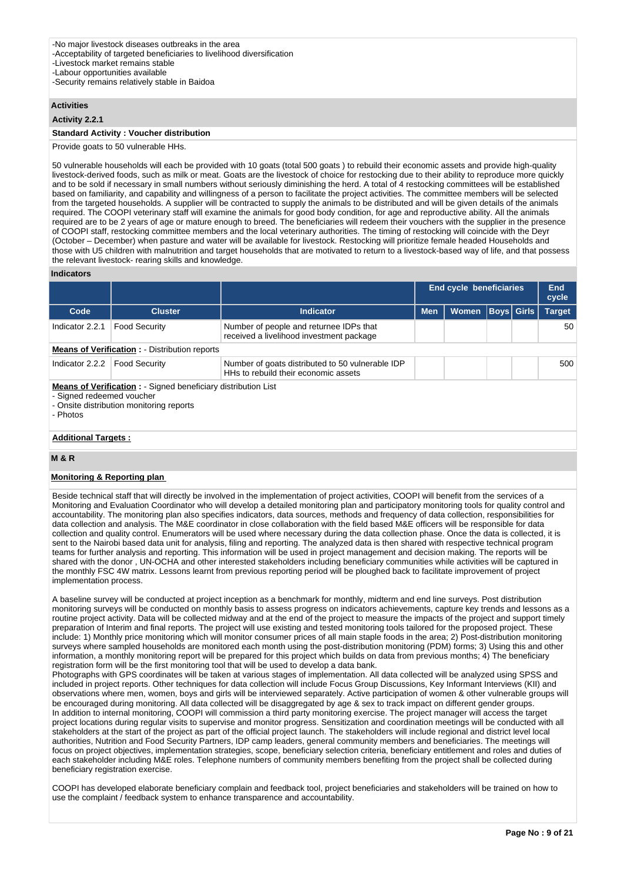-No major livestock diseases outbreaks in the area
-Acceptability of targeted beneficiaries to livelihood diversification
-Livestock market remains stable
-Labour opportunities available
-Security remains relatively stable in Baidoa

**Activities**

**Activity 2.2.1**

**Standard Activity : Voucher distribution**

Provide goats to 50 vulnerable HHs.

50 vulnerable households will each be provided with 10 goats (total 500 goats ) to rebuild their economic assets and provide high-quality livestock-derived foods, such as milk or meat. Goats are the livestock of choice for restocking due to their ability to reproduce more quickly and to be sold if necessary in small numbers without seriously diminishing the herd. A total of 4 restocking committees will be established based on familiarity, and capability and willingness of a person to facilitate the project activities. The committee members will be selected from the targeted households. A supplier will be contracted to supply the animals to be distributed and will be given details of the animals required. The COOPI veterinary staff will examine the animals for good body condition, for age and reproductive ability. All the animals required are to be 2 years of age or mature enough to breed. The beneficiaries will redeem their vouchers with the supplier in the presence of COOPI staff, restocking committee members and the local veterinary authorities. The timing of restocking will coincide with the Deyr (October – December) when pasture and water will be available for livestock. Restocking will prioritize female headed Households and those with U5 children with malnutrition and target households that are motivated to return to a livestock-based way of life, and that possess the relevant livestock- rearing skills and knowledge.

**Indicators**

| | | | End cycle beneficiaries | | | | End cycle |
|---|---|---|---|---|---|---|---|
| **Code** | **Cluster** | **Indicator** | **Men** | **Women** | **Boys** | **Girls** | **Target** |
| Indicator 2.2.1 | Food Security | Number of people and returnee IDPs that received a livelihood investment package | | | | | 50 |
| **Means of Verification :** - Distribution reports | | | | | | | |
| Indicator 2.2.2 | Food Security | Number of goats distributed to 50 vulnerable IDP HHs to rebuild their economic assets | | | | | 500 |
| **Means of Verification :** - Signed beneficiary distribution List<br>- Signed redeemed voucher<br>- Onsite distribution monitoring reports<br>- Photos | | | | | | | |

**Additional Targets :**

**M & R**

**Monitoring & Reporting plan**

Beside technical staff that will directly be involved in the implementation of project activities, COOPI will benefit from the services of a Monitoring and Evaluation Coordinator who will develop a detailed monitoring plan and participatory monitoring tools for quality control and accountability. The monitoring plan also specifies indicators, data sources, methods and frequency of data collection, responsibilities for data collection and analysis. The M&E coordinator in close collaboration with the field based M&E officers will be responsible for data collection and quality control. Enumerators will be used where necessary during the data collection phase. Once the data is collected, it is sent to the Nairobi based data unit for analysis, filing and reporting. The analyzed data is then shared with respective technical program teams for further analysis and reporting. This information will be used in project management and decision making. The reports will be shared with the donor , UN-OCHA and other interested stakeholders including beneficiary communities while activities will be captured in the monthly FSC 4W matrix. Lessons learnt from previous reporting period will be ploughed back to facilitate improvement of project implementation process.

A baseline survey will be conducted at project inception as a benchmark for monthly, midterm and end line surveys. Post distribution monitoring surveys will be conducted on monthly basis to assess progress on indicators achievements, capture key trends and lessons as a routine project activity. Data will be collected midway and at the end of the project to measure the impacts of the project and support timely preparation of Interim and final reports. The project will use existing and tested monitoring tools tailored for the proposed project. These include: 1) Monthly price monitoring which will monitor consumer prices of all main staple foods in the area; 2) Post-distribution monitoring surveys where sampled households are monitored each month using the post-distribution monitoring (PDM) forms; 3) Using this and other information, a monthly monitoring report will be prepared for this project which builds on data from previous months; 4) The beneficiary registration form will be the first monitoring tool that will be used to develop a data bank.
Photographs with GPS coordinates will be taken at various stages of implementation. All data collected will be analyzed using SPSS and included in project reports. Other techniques for data collection will include Focus Group Discussions, Key Informant Interviews (KII) and observations where men, women, boys and girls will be interviewed separately. Active participation of women & other vulnerable groups will be encouraged during monitoring. All data collected will be disaggregated by age & sex to track impact on different gender groups.
In addition to internal monitoring, COOPI will commission a third party monitoring exercise. The project manager will access the target project locations during regular visits to supervise and monitor progress. Sensitization and coordination meetings will be conducted with all stakeholders at the start of the project as part of the official project launch. The stakeholders will include regional and district level local authorities, Nutrition and Food Security Partners, IDP camp leaders, general community members and beneficiaries. The meetings will focus on project objectives, implementation strategies, scope, beneficiary selection criteria, beneficiary entitlement and roles and duties of each stakeholder including M&E roles. Telephone numbers of community members benefiting from the project shall be collected during beneficiary registration exercise.

COOPI has developed elaborate beneficiary complain and feedback tool, project beneficiaries and stakeholders will be trained on how to use the complaint / feedback system to enhance transparence and accountability.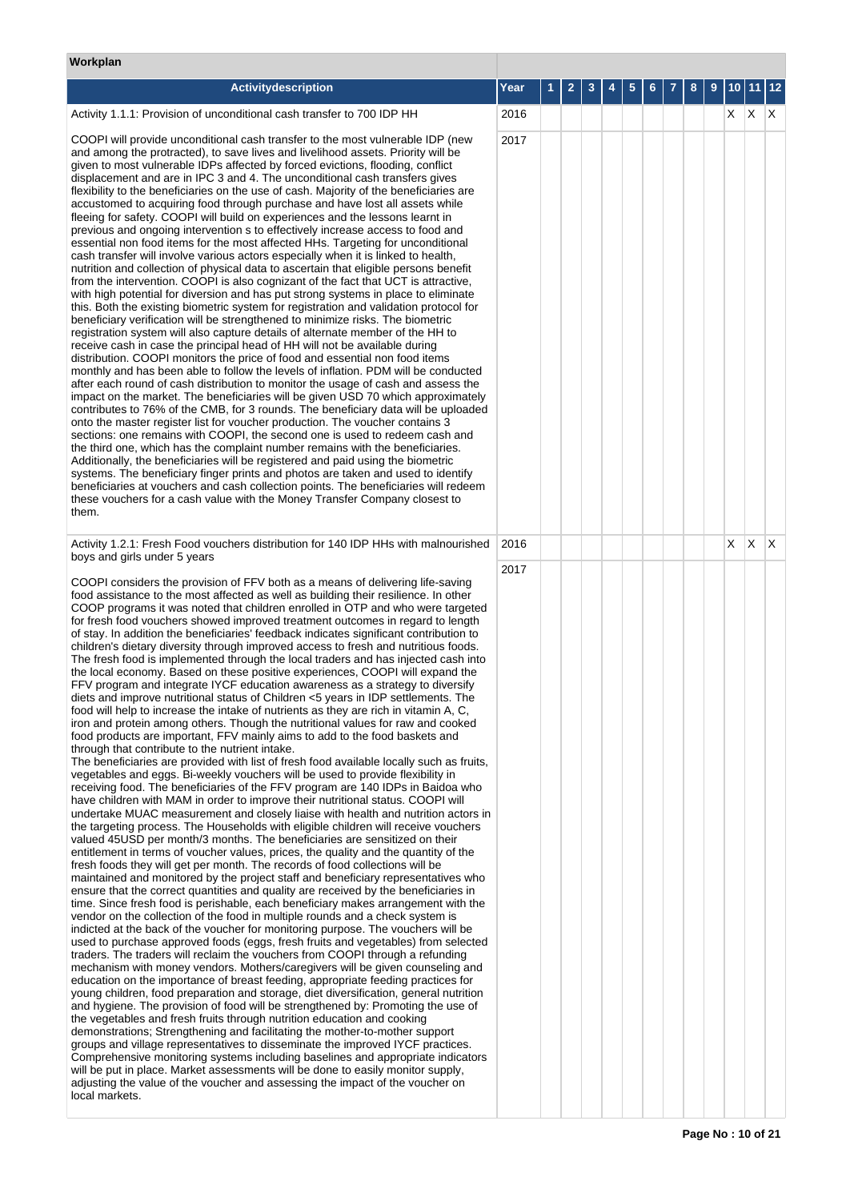## Workplan

| Activitydescription | Year | 1 | 2 | 3 | 4 | 5 | 6 | 7 | 8 | 9 | 10 | 11 | 12 |
|---|---|---|---|---|---|---|---|---|---|---|---|---|---|
| Activity 1.1.1: Provision of unconditional cash transfer to 700 IDP HH | 2016 | | | | | | | | | | X | X | X |
| COOPI will provide unconditional cash transfer to the most vulnerable IDP (new and among the protracted), to save lives and livelihood assets. Priority will be given to most vulnerable IDPs affected by forced evictions, flooding, conflict displacement and are in IPC 3 and 4. The unconditional cash transfers gives flexibility to the beneficiaries on the use of cash. Majority of the beneficiaries are accustomed to acquiring food through purchase and have lost all assets while fleeing for safety. COOPI will build on experiences and the lessons learnt in previous and ongoing intervention s to effectively increase access to food and essential non food items for the most affected HHs. Targeting for unconditional cash transfer will involve various actors especially when it is linked to health, nutrition and collection of physical data to ascertain that eligible persons benefit from the intervention. COOPI is also cognizant of the fact that UCT is attractive, with high potential for diversion and has put strong systems in place to eliminate this. Both the existing biometric system for registration and validation protocol for beneficiary verification will be strengthened to minimize risks. The biometric registration system will also capture details of alternate member of the HH to receive cash in case the principal head of HH will not be available during distribution. COOPI monitors the price of food and essential non food items monthly and has been able to follow the levels of inflation. PDM will be conducted after each round of cash distribution to monitor the usage of cash and assess the impact on the market. The beneficiaries will be given USD 70 which approximately contributes to 76% of the CMB, for 3 rounds. The beneficiary data will be uploaded onto the master register list for voucher production. The voucher contains 3 sections: one remains with COOPI, the second one is used to redeem cash and the third one, which has the complaint number remains with the beneficiaries. Additionally, the beneficiaries will be registered and paid using the biometric systems. The beneficiary finger prints and photos are taken and used to identify beneficiaries at vouchers and cash collection points. The beneficiaries will redeem these vouchers for a cash value with the Money Transfer Company closest to them. | 2017 | | | | | | | | | | | | |
| Activity 1.2.1: Fresh Food vouchers distribution for 140 IDP HHs with malnourished boys and girls under 5 years | 2016 | | | | | | | | | | X | X | X |
| COOPI considers the provision of FFV both as a means of delivering life-saving food assistance to the most affected as well as building their resilience. In other COOP programs it was noted that children enrolled in OTP and who were targeted for fresh food vouchers showed improved treatment outcomes in regard to length of stay. In addition the beneficiaries' feedback indicates significant contribution to children's dietary diversity through improved access to fresh and nutritious foods. The fresh food is implemented through the local traders and has injected cash into the local economy. Based on these positive experiences, COOPI will expand the FFV program and integrate IYCF education awareness as a strategy to diversify diets and improve nutritional status of Children <5 years in IDP settlements. The food will help to increase the intake of nutrients as they are rich in vitamin A, C, iron and protein among others. Though the nutritional values for raw and cooked food products are important, FFV mainly aims to add to the food baskets and through that contribute to the nutrient intake.<br>The beneficiaries are provided with list of fresh food available locally such as fruits, vegetables and eggs. Bi-weekly vouchers will be used to provide flexibility in receiving food. The beneficiaries of the FFV program are 140 IDPs in Baidoa who have children with MAM in order to improve their nutritional status. COOPI will undertake MUAC measurement and closely liaise with health and nutrition actors in the targeting process. The Households with eligible children will receive vouchers valued 45USD per month/3 months. The beneficiaries are sensitized on their entitlement in terms of voucher values, prices, the quality and the quantity of the fresh foods they will get per month. The records of food collections will be maintained and monitored by the project staff and beneficiary representatives who ensure that the correct quantities and quality are received by the beneficiaries in time. Since fresh food is perishable, each beneficiary makes arrangement with the vendor on the collection of the food in multiple rounds and a check system is indicted at the back of the voucher for monitoring purpose. The vouchers will be used to purchase approved foods (eggs, fresh fruits and vegetables) from selected traders. The traders will reclaim the vouchers from COOPI through a refunding mechanism with money vendors. Mothers/caregivers will be given counseling and education on the importance of breast feeding, appropriate feeding practices for young children, food preparation and storage, diet diversification, general nutrition and hygiene. The provision of food will be strengthened by: Promoting the use of the vegetables and fresh fruits through nutrition education and cooking demonstrations; Strengthening and facilitating the mother-to-mother support groups and village representatives to disseminate the improved IYCF practices. Comprehensive monitoring systems including baselines and appropriate indicators will be put in place. Market assessments will be done to easily monitor supply, adjusting the value of the voucher and assessing the impact of the voucher on local markets. | 2017 | | | | | | | | | | | | |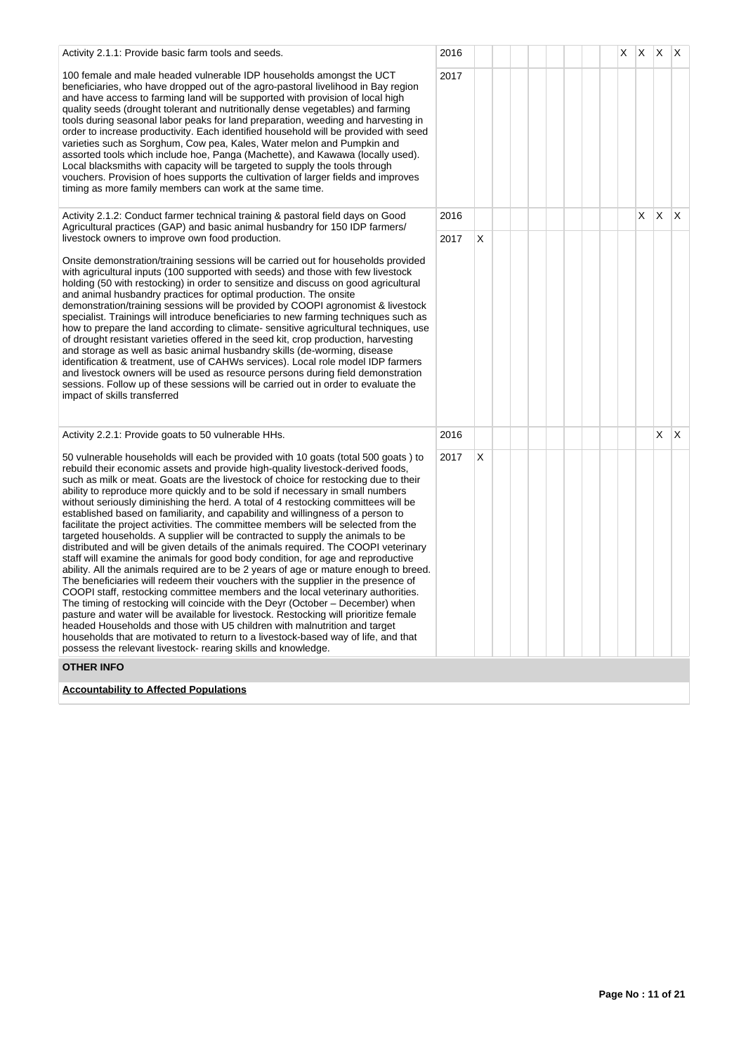| | | | | | | | | | | | | | |
|---|---|---|---|---|---|---|---|---|---|---|---|---|---|
| Activity 2.1.1: Provide basic farm tools and seeds. | 2016 | | | | | | | | | X | X | X | X |
| 100 female and male headed vulnerable IDP households amongst the UCT beneficiaries, who have dropped out of the agro-pastoral livelihood in Bay region and have access to farming land will be supported with provision of local high quality seeds (drought tolerant and nutritionally dense vegetables) and farming tools during seasonal labor peaks for land preparation, weeding and harvesting in order to increase productivity. Each identified household will be provided with seed varieties such as Sorghum, Cow pea, Kales, Water melon and Pumpkin and assorted tools which include hoe, Panga (Machette), and Kawawa (locally used). Local blacksmiths with capacity will be targeted to supply the tools through vouchers. Provision of hoes supports the cultivation of larger fields and improves timing as more family members can work at the same time. | 2017 | | | | | | | | | | | | |
| Activity 2.1.2: Conduct farmer technical training & pastoral field days on Good Agricultural practices (GAP) and basic animal husbandry for 150 IDP farmers/ livestock owners to improve own food production. | 2016 | | | | | | | | | | X | X | X |
| Onsite demonstration/training sessions will be carried out for households provided with agricultural inputs (100 supported with seeds) and those with few livestock holding (50 with restocking) in order to sensitize and discuss on good agricultural and animal husbandry practices for optimal production. The onsite demonstration/training sessions will be provided by COOPI agronomist & livestock specialist. Trainings will introduce beneficiaries to new farming techniques such as how to prepare the land according to climate- sensitive agricultural techniques, use of drought resistant varieties offered in the seed kit, crop production, harvesting and storage as well as basic animal husbandry skills (de-worming, disease identification & treatment, use of CAHWs services). Local role model IDP farmers and livestock owners will be used as resource persons during field demonstration sessions. Follow up of these sessions will be carried out in order to evaluate the impact of skills transferred | 2017 | X | | | | | | | | | | | |
| Activity 2.2.1: Provide goats to 50 vulnerable HHs. | 2016 | | | | | | | | | | | X | X |
| 50 vulnerable households will each be provided with 10 goats (total 500 goats ) to rebuild their economic assets and provide high-quality livestock-derived foods, such as milk or meat. Goats are the livestock of choice for restocking due to their ability to reproduce more quickly and to be sold if necessary in small numbers without seriously diminishing the herd. A total of 4 restocking committees will be established based on familiarity, and capability and willingness of a person to facilitate the project activities. The committee members will be selected from the targeted households. A supplier will be contracted to supply the animals to be distributed and will be given details of the animals required. The COOPI veterinary staff will examine the animals for good body condition, for age and reproductive ability. All the animals required are to be 2 years of age or mature enough to breed. The beneficiaries will redeem their vouchers with the supplier in the presence of COOPI staff, restocking committee members and the local veterinary authorities. The timing of restocking will coincide with the Deyr (October – December) when pasture and water will be available for livestock. Restocking will prioritize female headed Households and those with U5 children with malnutrition and target households that are motivated to return to a livestock-based way of life, and that possess the relevant livestock- rearing skills and knowledge. | 2017 | X | | | | | | | | | | | |

**OTHER INFO**

**Accountability to Affected Populations**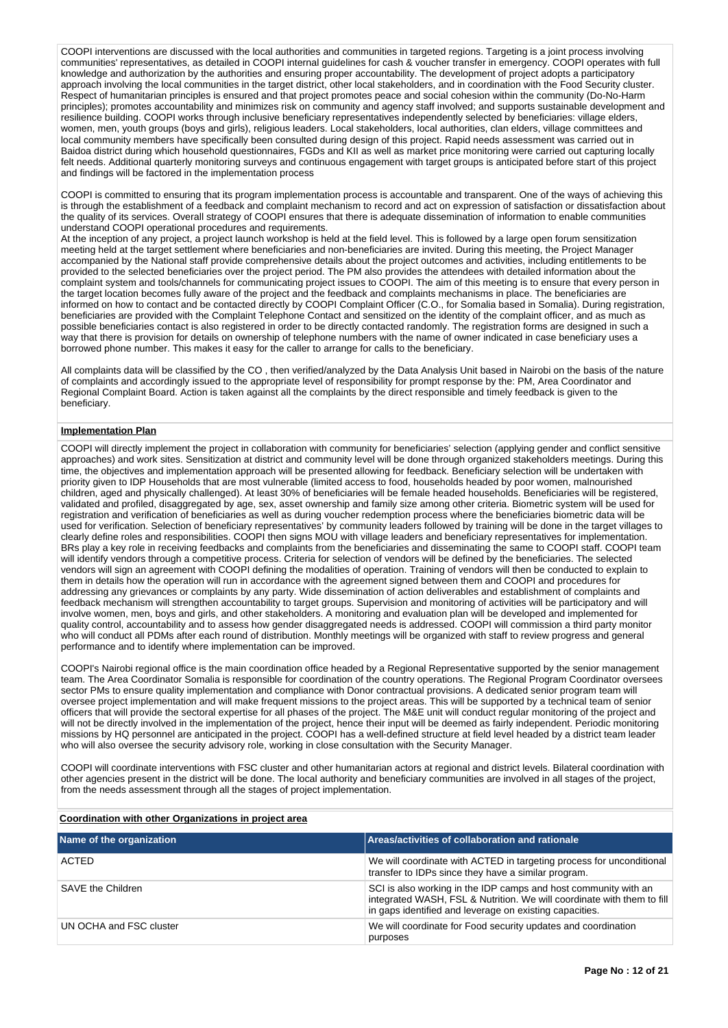COOPI interventions are discussed with the local authorities and communities in targeted regions. Targeting is a joint process involving communities' representatives, as detailed in COOPI internal guidelines for cash & voucher transfer in emergency. COOPI operates with full knowledge and authorization by the authorities and ensuring proper accountability. The development of project adopts a participatory approach involving the local communities in the target district, other local stakeholders, and in coordination with the Food Security cluster. Respect of humanitarian principles is ensured and that project promotes peace and social cohesion within the community (Do-No-Harm principles); promotes accountability and minimizes risk on community and agency staff involved; and supports sustainable development and resilience building. COOPI works through inclusive beneficiary representatives independently selected by beneficiaries: village elders, women, men, youth groups (boys and girls), religious leaders. Local stakeholders, local authorities, clan elders, village committees and local community members have specifically been consulted during design of this project. Rapid needs assessment was carried out in Baidoa district during which household questionnaires, FGDs and KII as well as market price monitoring were carried out capturing locally felt needs. Additional quarterly monitoring surveys and continuous engagement with target groups is anticipated before start of this project and findings will be factored in the implementation process

COOPI is committed to ensuring that its program implementation process is accountable and transparent. One of the ways of achieving this is through the establishment of a feedback and complaint mechanism to record and act on expression of satisfaction or dissatisfaction about the quality of its services. Overall strategy of COOPI ensures that there is adequate dissemination of information to enable communities understand COOPI operational procedures and requirements.
At the inception of any project, a project launch workshop is held at the field level. This is followed by a large open forum sensitization meeting held at the target settlement where beneficiaries and non-beneficiaries are invited. During this meeting, the Project Manager accompanied by the National staff provide comprehensive details about the project outcomes and activities, including entitlements to be provided to the selected beneficiaries over the project period. The PM also provides the attendees with detailed information about the complaint system and tools/channels for communicating project issues to COOPI. The aim of this meeting is to ensure that every person in the target location becomes fully aware of the project and the feedback and complaints mechanisms in place. The beneficiaries are informed on how to contact and be contacted directly by COOPI Complaint Officer (C.O., for Somalia based in Somalia). During registration, beneficiaries are provided with the Complaint Telephone Contact and sensitized on the identity of the complaint officer, and as much as possible beneficiaries contact is also registered in order to be directly contacted randomly. The registration forms are designed in such a way that there is provision for details on ownership of telephone numbers with the name of owner indicated in case beneficiary uses a borrowed phone number. This makes it easy for the caller to arrange for calls to the beneficiary.

All complaints data will be classified by the CO , then verified/analyzed by the Data Analysis Unit based in Nairobi on the basis of the nature of complaints and accordingly issued to the appropriate level of responsibility for prompt response by the: PM, Area Coordinator and Regional Complaint Board. Action is taken against all the complaints by the direct responsible and timely feedback is given to the beneficiary.

**Implementation Plan**

COOPI will directly implement the project in collaboration with community for beneficiaries' selection (applying gender and conflict sensitive approaches) and work sites. Sensitization at district and community level will be done through organized stakeholders meetings. During this time, the objectives and implementation approach will be presented allowing for feedback. Beneficiary selection will be undertaken with priority given to IDP Households that are most vulnerable (limited access to food, households headed by poor women, malnourished children, aged and physically challenged). At least 30% of beneficiaries will be female headed households. Beneficiaries will be registered, validated and profiled, disaggregated by age, sex, asset ownership and family size among other criteria. Biometric system will be used for registration and verification of beneficiaries as well as during voucher redemption process where the beneficiaries biometric data will be used for verification. Selection of beneficiary representatives' by community leaders followed by training will be done in the target villages to clearly define roles and responsibilities. COOPI then signs MOU with village leaders and beneficiary representatives for implementation. BRs play a key role in receiving feedbacks and complaints from the beneficiaries and disseminating the same to COOPI staff. COOPI team will identify vendors through a competitive process. Criteria for selection of vendors will be defined by the beneficiaries. The selected vendors will sign an agreement with COOPI defining the modalities of operation. Training of vendors will then be conducted to explain to them in details how the operation will run in accordance with the agreement signed between them and COOPI and procedures for addressing any grievances or complaints by any party. Wide dissemination of action deliverables and establishment of complaints and feedback mechanism will strengthen accountability to target groups. Supervision and monitoring of activities will be participatory and will involve women, men, boys and girls, and other stakeholders. A monitoring and evaluation plan will be developed and implemented for quality control, accountability and to assess how gender disaggregated needs is addressed. COOPI will commission a third party monitor who will conduct all PDMs after each round of distribution. Monthly meetings will be organized with staff to review progress and general performance and to identify where implementation can be improved.

COOPI's Nairobi regional office is the main coordination office headed by a Regional Representative supported by the senior management team. The Area Coordinator Somalia is responsible for coordination of the country operations. The Regional Program Coordinator oversees sector PMs to ensure quality implementation and compliance with Donor contractual provisions. A dedicated senior program team will oversee project implementation and will make frequent missions to the project areas. This will be supported by a technical team of senior officers that will provide the sectoral expertise for all phases of the project. The M&E unit will conduct regular monitoring of the project and will not be directly involved in the implementation of the project, hence their input will be deemed as fairly independent. Periodic monitoring missions by HQ personnel are anticipated in the project. COOPI has a well-defined structure at field level headed by a district team leader who will also oversee the security advisory role, working in close consultation with the Security Manager.

COOPI will coordinate interventions with FSC cluster and other humanitarian actors at regional and district levels. Bilateral coordination with other agencies present in the district will be done. The local authority and beneficiary communities are involved in all stages of the project, from the needs assessment through all the stages of project implementation.

**Coordination with other Organizations in project area**

| Name of the organization | Areas/activities of collaboration and rationale |
|---|---|
| ACTED | We will coordinate with ACTED in targeting process for unconditional transfer to IDPs since they have a similar program. |
| SAVE the Children | SCI is also working in the IDP camps and host community with an integrated WASH, FSL & Nutrition. We will coordinate with them to fill in gaps identified and leverage on existing capacities. |
| UN OCHA and FSC cluster | We will coordinate for Food security updates and coordination purposes |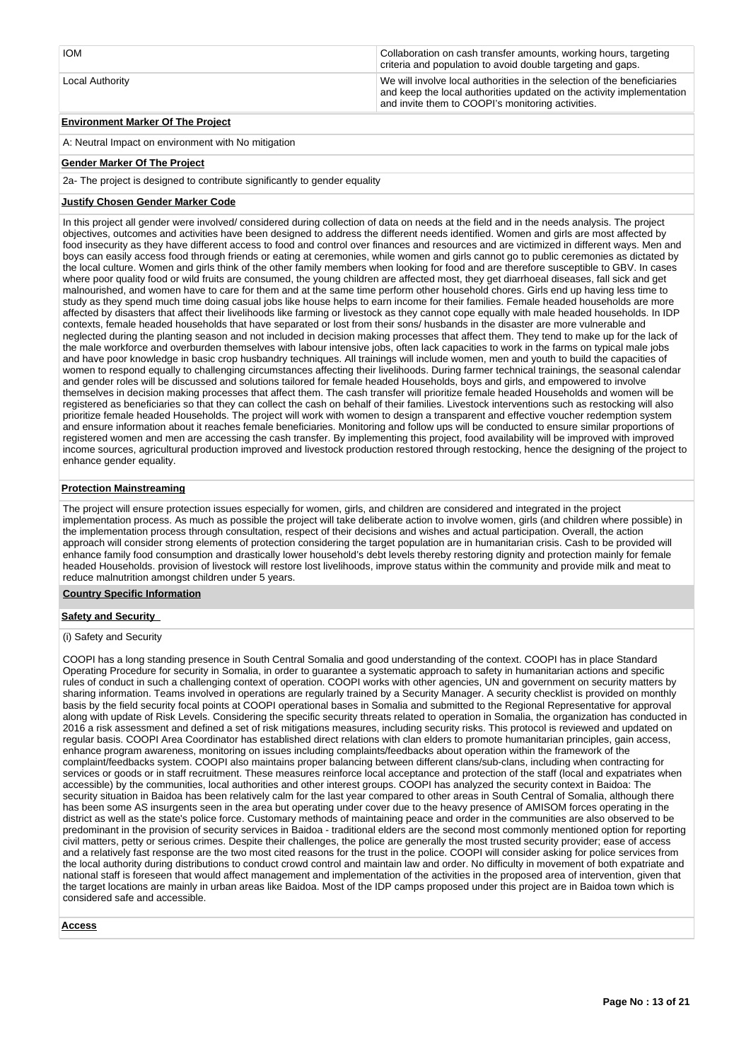| | |
|---|---|
| IOM | Collaboration on cash transfer amounts, working hours, targeting criteria and population to avoid double targeting and gaps. |
| Local Authority | We will involve local authorities in the selection of the beneficiaries and keep the local authorities updated on the activity implementation and invite them to COOPI's monitoring activities. |

**Environment Marker Of The Project**

A: Neutral Impact on environment with No mitigation

**Gender Marker Of The Project**

2a- The project is designed to contribute significantly to gender equality

**Justify Chosen Gender Marker Code**

In this project all gender were involved/ considered during collection of data on needs at the field and in the needs analysis. The project objectives, outcomes and activities have been designed to address the different needs identified. Women and girls are most affected by food insecurity as they have different access to food and control over finances and resources and are victimized in different ways. Men and boys can easily access food through friends or eating at ceremonies, while women and girls cannot go to public ceremonies as dictated by the local culture. Women and girls think of the other family members when looking for food and are therefore susceptible to GBV. In cases where poor quality food or wild fruits are consumed, the young children are affected most, they get diarrhoeal diseases, fall sick and get malnourished, and women have to care for them and at the same time perform other household chores. Girls end up having less time to study as they spend much time doing casual jobs like house helps to earn income for their families. Female headed households are more affected by disasters that affect their livelihoods like farming or livestock as they cannot cope equally with male headed households. In IDP contexts, female headed households that have separated or lost from their sons/ husbands in the disaster are more vulnerable and neglected during the planting season and not included in decision making processes that affect them. They tend to make up for the lack of the male workforce and overburden themselves with labour intensive jobs, often lack capacities to work in the farms on typical male jobs and have poor knowledge in basic crop husbandry techniques. All trainings will include women, men and youth to build the capacities of women to respond equally to challenging circumstances affecting their livelihoods. During farmer technical trainings, the seasonal calendar and gender roles will be discussed and solutions tailored for female headed Households, boys and girls, and empowered to involve themselves in decision making processes that affect them. The cash transfer will prioritize female headed Households and women will be registered as beneficiaries so that they can collect the cash on behalf of their families. Livestock interventions such as restocking will also prioritize female headed Households. The project will work with women to design a transparent and effective voucher redemption system and ensure information about it reaches female beneficiaries. Monitoring and follow ups will be conducted to ensure similar proportions of registered women and men are accessing the cash transfer. By implementing this project, food availability will be improved with improved income sources, agricultural production improved and livestock production restored through restocking, hence the designing of the project to enhance gender equality.

**Protection Mainstreaming**

The project will ensure protection issues especially for women, girls, and children are considered and integrated in the project implementation process. As much as possible the project will take deliberate action to involve women, girls (and children where possible) in the implementation process through consultation, respect of their decisions and wishes and actual participation. Overall, the action approach will consider strong elements of protection considering the target population are in humanitarian crisis. Cash to be provided will enhance family food consumption and drastically lower household's debt levels thereby restoring dignity and protection mainly for female headed Households. provision of livestock will restore lost livelihoods, improve status within the community and provide milk and meat to reduce malnutrition amongst children under 5 years.

**Country Specific Information**

**Safety and Security**

(i) Safety and Security

COOPI has a long standing presence in South Central Somalia and good understanding of the context. COOPI has in place Standard Operating Procedure for security in Somalia, in order to guarantee a systematic approach to safety in humanitarian actions and specific rules of conduct in such a challenging context of operation. COOPI works with other agencies, UN and government on security matters by sharing information. Teams involved in operations are regularly trained by a Security Manager. A security checklist is provided on monthly basis by the field security focal points at COOPI operational bases in Somalia and submitted to the Regional Representative for approval along with update of Risk Levels. Considering the specific security threats related to operation in Somalia, the organization has conducted in 2016 a risk assessment and defined a set of risk mitigations measures, including security risks. This protocol is reviewed and updated on regular basis. COOPI Area Coordinator has established direct relations with clan elders to promote humanitarian principles, gain access, enhance program awareness, monitoring on issues including complaints/feedbacks about operation within the framework of the complaint/feedbacks system. COOPI also maintains proper balancing between different clans/sub-clans, including when contracting for services or goods or in staff recruitment. These measures reinforce local acceptance and protection of the staff (local and expatriates when accessible) by the communities, local authorities and other interest groups. COOPI has analyzed the security context in Baidoa: The security situation in Baidoa has been relatively calm for the last year compared to other areas in South Central of Somalia, although there has been some AS insurgents seen in the area but operating under cover due to the heavy presence of AMISOM forces operating in the district as well as the state's police force. Customary methods of maintaining peace and order in the communities are also observed to be predominant in the provision of security services in Baidoa - traditional elders are the second most commonly mentioned option for reporting civil matters, petty or serious crimes. Despite their challenges, the police are generally the most trusted security provider; ease of access and a relatively fast response are the two most cited reasons for the trust in the police. COOPI will consider asking for police services from the local authority during distributions to conduct crowd control and maintain law and order. No difficulty in movement of both expatriate and national staff is foreseen that would affect management and implementation of the activities in the proposed area of intervention, given that the target locations are mainly in urban areas like Baidoa. Most of the IDP camps proposed under this project are in Baidoa town which is considered safe and accessible.

**Access**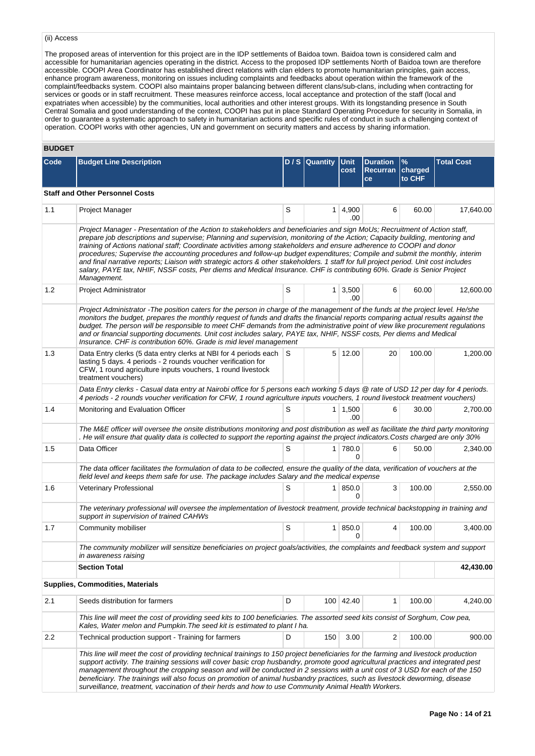(ii) Access

The proposed areas of intervention for this project are in the IDP settlements of Baidoa town. Baidoa town is considered calm and accessible for humanitarian agencies operating in the district. Access to the proposed IDP settlements North of Baidoa town are therefore accessible. COOPI Area Coordinator has established direct relations with clan elders to promote humanitarian principles, gain access, enhance program awareness, monitoring on issues including complaints and feedbacks about operation within the framework of the complaint/feedbacks system. COOPI also maintains proper balancing between different clans/sub-clans, including when contracting for services or goods or in staff recruitment. These measures reinforce access, local acceptance and protection of the staff (local and expatriates when accessible) by the communities, local authorities and other interest groups. With its longstanding presence in South Central Somalia and good understanding of the context, COOPI has put in place Standard Operating Procedure for security in Somalia, in order to guarantee a systematic approach to safety in humanitarian actions and specific rules of conduct in such a challenging context of operation. COOPI works with other agencies, UN and government on security matters and access by sharing information.

## BUDGET

| Code | Budget Line Description | D / S | Quantity | Unit cost | Duration Recurrance | % charged to CHF | Total Cost |
|---|---|---|---|---|---|---|---|
| **Staff and Other Personnel Costs** | | | | | | | |
| 1.1 | Project Manager | S | 1 | 4,900.00 | 6 | 60.00 | 17,640.00 |
| | *Project Manager - Presentation of the Action to stakeholders and beneficiaries and sign MoUs; Recruitment of Action staff, prepare job descriptions and supervise; Planning and supervision, monitoring of the Action; Capacity building, mentoring and training of Actions national staff; Coordinate activities among stakeholders and ensure adherence to COOPI and donor procedures; Supervise the accounting procedures and follow-up budget expenditures; Compile and submit the monthly, interim and final narrative reports; Liaison with strategic actors & other stakeholders. 1 staff for full project period. Unit cost includes salary, PAYE tax, NHIF, NSSF costs, Per diems and Medical Insurance. CHF is contributing 60%. Grade is Senior Project Management.* | | | | | | |
| 1.2 | Project Administrator | S | 1 | 3,500.00 | 6 | 60.00 | 12,600.00 |
| | *Project Administrator -The position caters for the person in charge of the management of the funds at the project level. He/she monitors the budget, prepares the monthly request of funds and drafts the financial reports comparing actual results against the budget. The person will be responsible to meet CHF demands from the administrative point of view like procurement regulations and or financial supporting documents. Unit cost includes salary, PAYE tax, NHIF, NSSF costs, Per diems and Medical Insurance. CHF is contribution 60%. Grade is mid level management* | | | | | | |
| 1.3 | Data Entry clerks (5 data entry clerks at NBI for 4 periods each lasting 5 days. 4 periods - 2 rounds voucher verification for CFW, 1 round agriculture inputs vouchers, 1 round livestock treatment vouchers) | S | 5 | 12.00 | 20 | 100.00 | 1,200.00 |
| | *Data Entry clerks - Casual data entry at Nairobi office for 5 persons each working 5 days @ rate of USD 12 per day for 4 periods. 4 periods - 2 rounds voucher verification for CFW, 1 round agriculture inputs vouchers, 1 round livestock treatment vouchers)* | | | | | | |
| 1.4 | Monitoring and Evaluation Officer | S | 1 | 1,500.00 | 6 | 30.00 | 2,700.00 |
| | *The M&E officer will oversee the onsite distributions monitoring and post distribution as well as facilitate the third party monitoring . He will ensure that quality data is collected to support the reporting against the project indicators.Costs charged are only 30%* | | | | | | |
| 1.5 | Data Officer | S | 1 | 780.00 | 6 | 50.00 | 2,340.00 |
| | *The data officer facilitates the formulation of data to be collected, ensure the quality of the data, verification of vouchers at the field level and keeps them safe for use. The package includes Salary and the medical expense* | | | | | | |
| 1.6 | Veterinary Professional | S | 1 | 850.00 | 3 | 100.00 | 2,550.00 |
| | *The veterinary professional will oversee the implementation of livestock treatment, provide technical backstopping in training and support in supervision of trained CAHWs* | | | | | | |
| 1.7 | Community mobiliser | S | 1 | 850.00 | 4 | 100.00 | 3,400.00 |
| | *The community mobilizer will sensitize beneficiaries on project goals/activities, the complaints and feedback system and support in awareness raising* | | | | | | |
| | **Section Total** | | | | | | **42,430.00** |
| **Supplies, Commodities, Materials** | | | | | | | |
| 2.1 | Seeds distribution for farmers | D | 100 | 42.40 | 1 | 100.00 | 4,240.00 |
| | *This line will meet the cost of providing seed kits to 100 beneficiaries. The assorted seed kits consist of Sorghum, Cow pea, Kales, Water melon and Pumpkin.The seed kit is estimated to plant I ha.* | | | | | | |
| 2.2 | Technical production support - Training for farmers | D | 150 | 3.00 | 2 | 100.00 | 900.00 |
| | *This line will meet the cost of providing technical trainings to 150 project beneficiaries for the farming and livestock production support activity. The training sessions will cover basic crop husbandry, promote good agricultural practices and integrated pest management throughout the cropping season and will be conducted in 2 sessions with a unit cost of 3 USD for each of the 150 beneficiary. The trainings will also focus on promotion of animal husbandry practices, such as livestock deworming, disease surveillance, treatment, vaccination of their herds and how to use Community Animal Health Workers.* | | | | | | |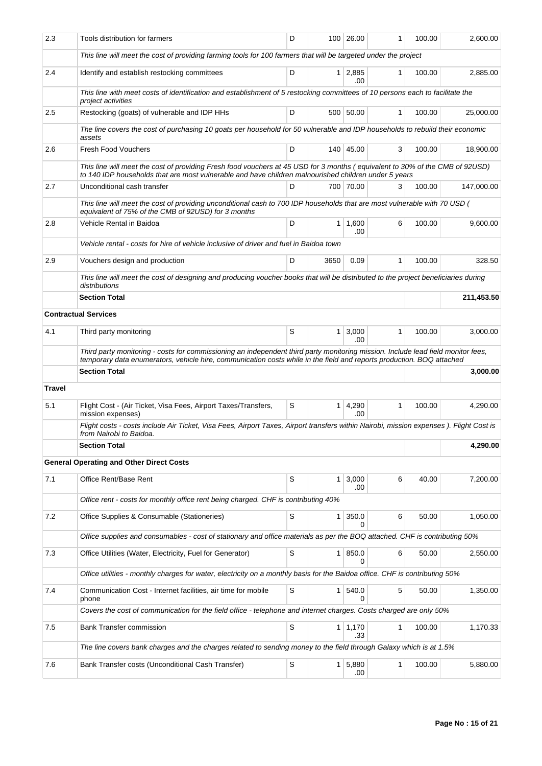| Code | Budget Line Description | D / S | Quantity | Unit cost | Duration Recurrence | % charged to CHF | Total Cost |
|---|---|---|---|---|---|---|---|
| 2.3 | Tools distribution for farmers | D | 100 | 26.00 | 1 | 100.00 | 2,600.00 |
| | *This line will meet the cost of providing farming tools for 100 farmers that will be targeted under the project* | | | | | | |
| 2.4 | Identify and establish restocking committees | D | 1 | 2,885.00 | 1 | 100.00 | 2,885.00 |
| | *This line with meet costs of identification and establishment of 5 restocking committees of 10 persons each to facilitate the project activities* | | | | | | |
| 2.5 | Restocking (goats) of vulnerable and IDP HHs | D | 500 | 50.00 | 1 | 100.00 | 25,000.00 |
| | *The line covers the cost of purchasing 10 goats per household for 50 vulnerable and IDP households to rebuild their economic assets* | | | | | | |
| 2.6 | Fresh Food Vouchers | D | 140 | 45.00 | 3 | 100.00 | 18,900.00 |
| | *This line will meet the cost of providing Fresh food vouchers at 45 USD for 3 months ( equivalent to 30% of the CMB of 92USD) to 140 IDP households that are most vulnerable and have children malnourished children under 5 years* | | | | | | |
| 2.7 | Unconditional cash transfer | D | 700 | 70.00 | 3 | 100.00 | 147,000.00 |
| | *This line will meet the cost of providing unconditional cash to 700 IDP households that are most vulnerable with 70 USD ( equivalent of 75% of the CMB of 92USD) for 3 months* | | | | | | |
| 2.8 | Vehicle Rental in Baidoa | D | 1 | 1,600.00 | 6 | 100.00 | 9,600.00 |
| | *Vehicle rental - costs for hire of vehicle inclusive of driver and fuel in Baidoa town* | | | | | | |
| 2.9 | Vouchers design and production | D | 3650 | 0.09 | 1 | 100.00 | 328.50 |
| | *This line will meet the cost of designing and producing voucher books that will be distributed to the project beneficiaries during distributions* | | | | | | |
| | **Section Total** | | | | | | **211,453.50** |
| **Contractual Services** | | | | | | | |
| 4.1 | Third party monitoring | S | 1 | 3,000.00 | 1 | 100.00 | 3,000.00 |
| | *Third party monitoring - costs for commissioning an independent third party monitoring mission. Include lead field monitor fees, temporary data enumerators, vehicle hire, communication costs while in the field and reports production. BOQ attached* | | | | | | |
| | **Section Total** | | | | | | **3,000.00** |
| **Travel** | | | | | | | |
| 5.1 | Flight Cost - (Air Ticket, Visa Fees, Airport Taxes/Transfers, mission expenses) | S | 1 | 4,290.00 | 1 | 100.00 | 4,290.00 |
| | *Flight costs - costs include Air Ticket, Visa Fees, Airport Taxes, Airport transfers within Nairobi, mission expenses ). Flight Cost is from Nairobi to Baidoa.* | | | | | | |
| | **Section Total** | | | | | | **4,290.00** |
| **General Operating and Other Direct Costs** | | | | | | | |
| 7.1 | Office Rent/Base Rent | S | 1 | 3,000.00 | 6 | 40.00 | 7,200.00 |
| | *Office rent - costs for monthly office rent being charged. CHF is contributing 40%* | | | | | | |
| 7.2 | Office Supplies & Consumable (Stationeries) | S | 1 | 350.00 | 6 | 50.00 | 1,050.00 |
| | *Office supplies and consumables - cost of stationary and office materials as per the BOQ attached. CHF is contributing 50%* | | | | | | |
| 7.3 | Office Utilities (Water, Electricity, Fuel for Generator) | S | 1 | 850.00 | 6 | 50.00 | 2,550.00 |
| | *Office utilities - monthly charges for water, electricity on a monthly basis for the Baidoa office. CHF is contributing 50%* | | | | | | |
| 7.4 | Communication Cost - Internet facilities, air time for mobile phone | S | 1 | 540.00 | 5 | 50.00 | 1,350.00 |
| | *Covers the cost of communication for the field office - telephone and internet charges. Costs charged are only 50%* | | | | | | |
| 7.5 | Bank Transfer commission | S | 1 | 1,170.33 | 1 | 100.00 | 1,170.33 |
| | *The line covers bank charges and the charges related to sending money to the field through Galaxy which is at 1.5%* | | | | | | |
| 7.6 | Bank Transfer costs (Unconditional Cash Transfer) | S | 1 | 5,880.00 | 1 | 100.00 | 5,880.00 |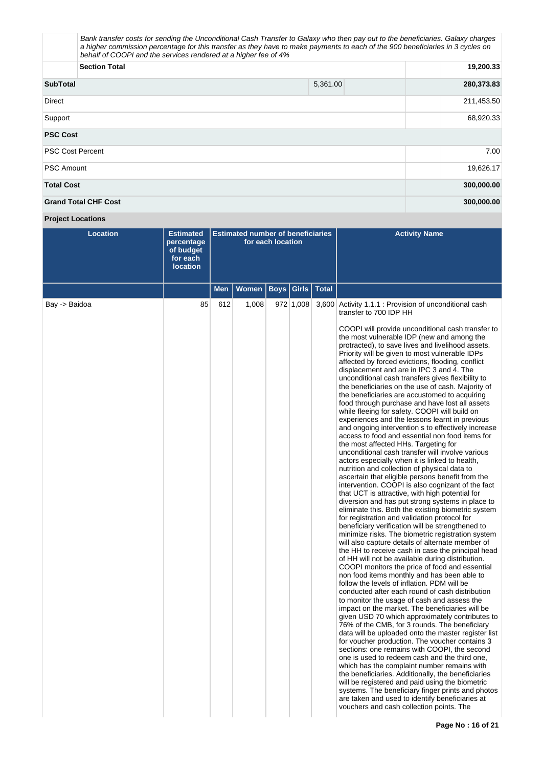| | | | | |
|---|---|---|---|---|
| | *Bank transfer costs for sending the Unconditional Cash Transfer to Galaxy who then pay out to the beneficiaries. Galaxy charges a higher commission percentage for this transfer as they have to make payments to each of the 900 beneficiaries in 3 cycles on behalf of COOPI and the services rendered at a higher fee of 4%* | | | |
| | **Section Total** | | | **19,200.33** |
| **SubTotal** | | 5,361.00 | | **280,373.83** |
| Direct | | | | 211,453.50 |
| Support | | | | 68,920.33 |
| **PSC Cost** | | | | |
| PSC Cost Percent | | | | 7.00 |
| PSC Amount | | | | 19,626.17 |
| **Total Cost** | | | | **300,000.00** |
| **Grand Total CHF Cost** | | | | **300,000.00** |

**Project Locations**

| Location | Estimated percentage of budget for each location | Estimated number of beneficiaries for each location | | | | | Activity Name |
|---|---|---|---|---|---|---|---|
| | | Men | Women | Boys | Girls | Total | |
| Bay -> Baidoa | 85 | 612 | 1,008 | 972 | 1,008 | 3,600 | Activity 1.1.1 : Provision of unconditional cash transfer to 700 IDP HH<br><br>COOPI will provide unconditional cash transfer to the most vulnerable IDP (new and among the protracted), to save lives and livelihood assets. Priority will be given to most vulnerable IDPs affected by forced evictions, flooding, conflict displacement and are in IPC 3 and 4. The unconditional cash transfers gives flexibility to the beneficiaries on the use of cash. Majority of the beneficiaries are accustomed to acquiring food through purchase and have lost all assets while fleeing for safety. COOPI will build on experiences and the lessons learnt in previous and ongoing intervention s to effectively increase access to food and essential non food items for the most affected HHs. Targeting for unconditional cash transfer will involve various actors especially when it is linked to health, nutrition and collection of physical data to ascertain that eligible persons benefit from the intervention. COOPI is also cognizant of the fact that UCT is attractive, with high potential for diversion and has put strong systems in place to eliminate this. Both the existing biometric system for registration and validation protocol for beneficiary verification will be strengthened to minimize risks. The biometric registration system will also capture details of alternate member of the HH to receive cash in case the principal head of HH will not be available during distribution. COOPI monitors the price of food and essential non food items monthly and has been able to follow the levels of inflation. PDM will be conducted after each round of cash distribution to monitor the usage of cash and assess the impact on the market. The beneficiaries will be given USD 70 which approximately contributes to 76% of the CMB, for 3 rounds. The beneficiary data will be uploaded onto the master register list for voucher production. The voucher contains 3 sections: one remains with COOPI, the second one is used to redeem cash and the third one, which has the complaint number remains with the beneficiaries. Additionally, the beneficiaries will be registered and paid using the biometric systems. The beneficiary finger prints and photos are taken and used to identify beneficiaries at vouchers and cash collection points. The |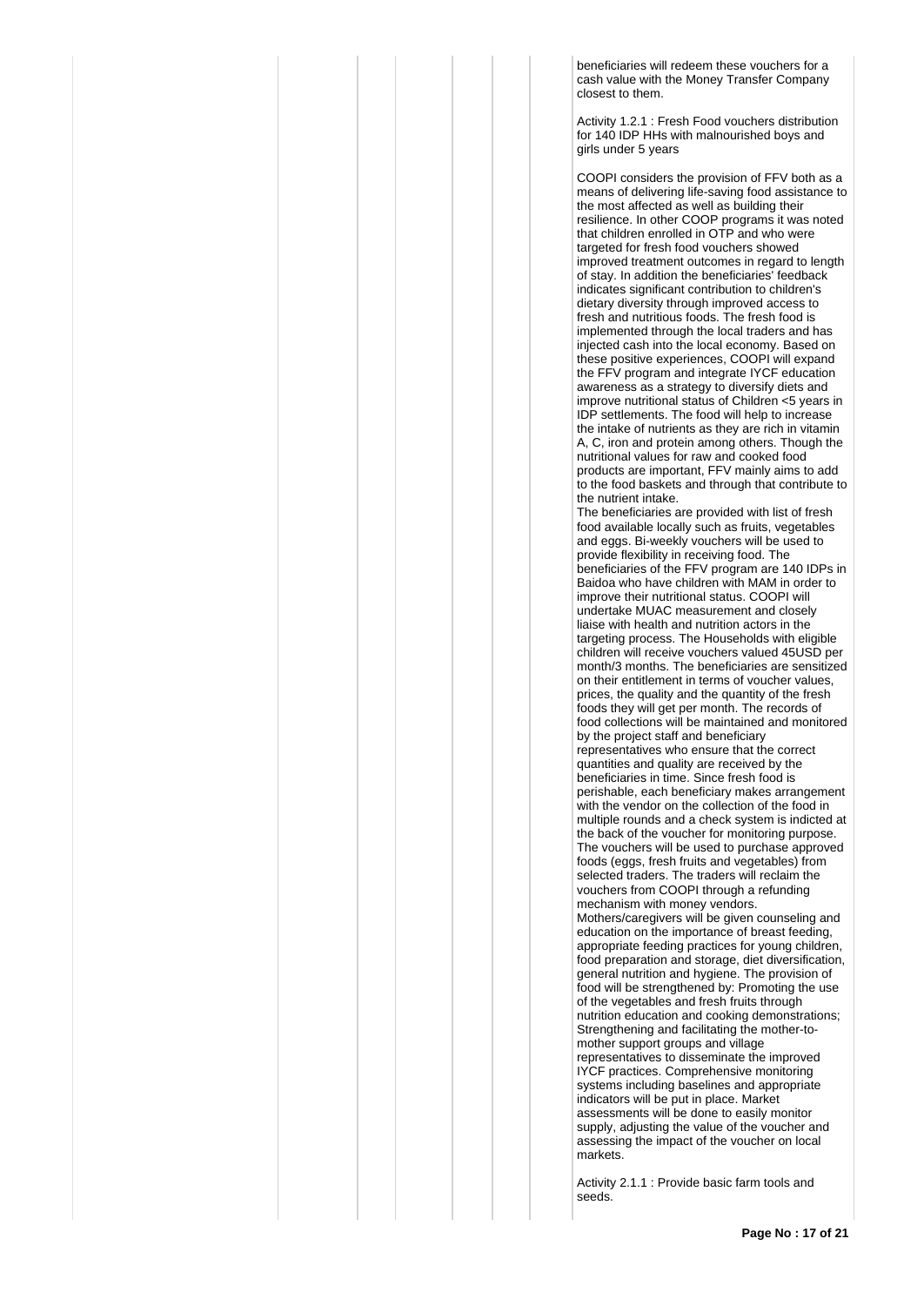beneficiaries will redeem these vouchers for a cash value with the Money Transfer Company closest to them.

Activity 1.2.1 : Fresh Food vouchers distribution for 140 IDP HHs with malnourished boys and girls under 5 years

COOPI considers the provision of FFV both as a means of delivering life-saving food assistance to the most affected as well as building their resilience. In other COOP programs it was noted that children enrolled in OTP and who were targeted for fresh food vouchers showed improved treatment outcomes in regard to length of stay. In addition the beneficiaries' feedback indicates significant contribution to children's dietary diversity through improved access to fresh and nutritious foods. The fresh food is implemented through the local traders and has injected cash into the local economy. Based on these positive experiences, COOPI will expand the FFV program and integrate IYCF education awareness as a strategy to diversify diets and improve nutritional status of Children <5 years in IDP settlements. The food will help to increase the intake of nutrients as they are rich in vitamin A, C, iron and protein among others. Though the nutritional values for raw and cooked food products are important, FFV mainly aims to add to the food baskets and through that contribute to the nutrient intake.
The beneficiaries are provided with list of fresh food available locally such as fruits, vegetables and eggs. Bi-weekly vouchers will be used to provide flexibility in receiving food. The beneficiaries of the FFV program are 140 IDPs in Baidoa who have children with MAM in order to improve their nutritional status. COOPI will undertake MUAC measurement and closely liaise with health and nutrition actors in the targeting process. The Households with eligible children will receive vouchers valued 45USD per month/3 months. The beneficiaries are sensitized on their entitlement in terms of voucher values, prices, the quality and the quantity of the fresh foods they will get per month. The records of food collections will be maintained and monitored by the project staff and beneficiary representatives who ensure that the correct quantities and quality are received by the beneficiaries in time. Since fresh food is perishable, each beneficiary makes arrangement with the vendor on the collection of the food in multiple rounds and a check system is indicted at the back of the voucher for monitoring purpose. The vouchers will be used to purchase approved foods (eggs, fresh fruits and vegetables) from selected traders. The traders will reclaim the vouchers from COOPI through a refunding mechanism with money vendors.
Mothers/caregivers will be given counseling and education on the importance of breast feeding, appropriate feeding practices for young children, food preparation and storage, diet diversification, general nutrition and hygiene. The provision of food will be strengthened by: Promoting the use of the vegetables and fresh fruits through nutrition education and cooking demonstrations; Strengthening and facilitating the mother-to-mother support groups and village representatives to disseminate the improved IYCF practices. Comprehensive monitoring systems including baselines and appropriate indicators will be put in place. Market assessments will be done to easily monitor supply, adjusting the value of the voucher and assessing the impact of the voucher on local markets.

Activity 2.1.1 : Provide basic farm tools and seeds.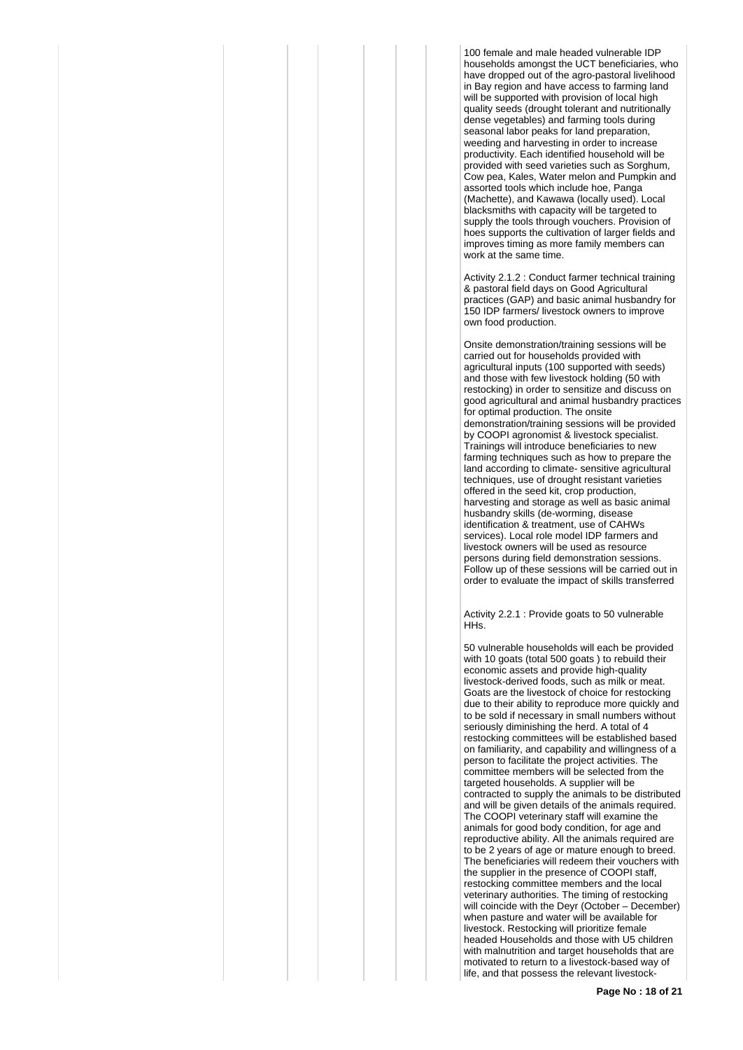100 female and male headed vulnerable IDP households amongst the UCT beneficiaries, who have dropped out of the agro-pastoral livelihood in Bay region and have access to farming land will be supported with provision of local high quality seeds (drought tolerant and nutritionally dense vegetables) and farming tools during seasonal labor peaks for land preparation, weeding and harvesting in order to increase productivity. Each identified household will be provided with seed varieties such as Sorghum, Cow pea, Kales, Water melon and Pumpkin and assorted tools which include hoe, Panga (Machette), and Kawawa (locally used). Local blacksmiths with capacity will be targeted to supply the tools through vouchers. Provision of hoes supports the cultivation of larger fields and improves timing as more family members can work at the same time.

Activity 2.1.2 : Conduct farmer technical training & pastoral field days on Good Agricultural practices (GAP) and basic animal husbandry for 150 IDP farmers/ livestock owners to improve own food production.

Onsite demonstration/training sessions will be carried out for households provided with agricultural inputs (100 supported with seeds) and those with few livestock holding (50 with restocking) in order to sensitize and discuss on good agricultural and animal husbandry practices for optimal production. The onsite demonstration/training sessions will be provided by COOPI agronomist & livestock specialist. Trainings will introduce beneficiaries to new farming techniques such as how to prepare the land according to climate- sensitive agricultural techniques, use of drought resistant varieties offered in the seed kit, crop production, harvesting and storage as well as basic animal husbandry skills (de-worming, disease identification & treatment, use of CAHWs services). Local role model IDP farmers and livestock owners will be used as resource persons during field demonstration sessions. Follow up of these sessions will be carried out in order to evaluate the impact of skills transferred

Activity 2.2.1 : Provide goats to 50 vulnerable HHs.

50 vulnerable households will each be provided with 10 goats (total 500 goats ) to rebuild their economic assets and provide high-quality livestock-derived foods, such as milk or meat. Goats are the livestock of choice for restocking due to their ability to reproduce more quickly and to be sold if necessary in small numbers without seriously diminishing the herd. A total of 4 restocking committees will be established based on familiarity, and capability and willingness of a person to facilitate the project activities. The committee members will be selected from the targeted households. A supplier will be contracted to supply the animals to be distributed and will be given details of the animals required. The COOPI veterinary staff will examine the animals for good body condition, for age and reproductive ability. All the animals required are to be 2 years of age or mature enough to breed. The beneficiaries will redeem their vouchers with the supplier in the presence of COOPI staff, restocking committee members and the local veterinary authorities. The timing of restocking will coincide with the Deyr (October – December) when pasture and water will be available for livestock. Restocking will prioritize female headed Households and those with U5 children with malnutrition and target households that are motivated to return to a livestock-based way of life, and that possess the relevant livestock-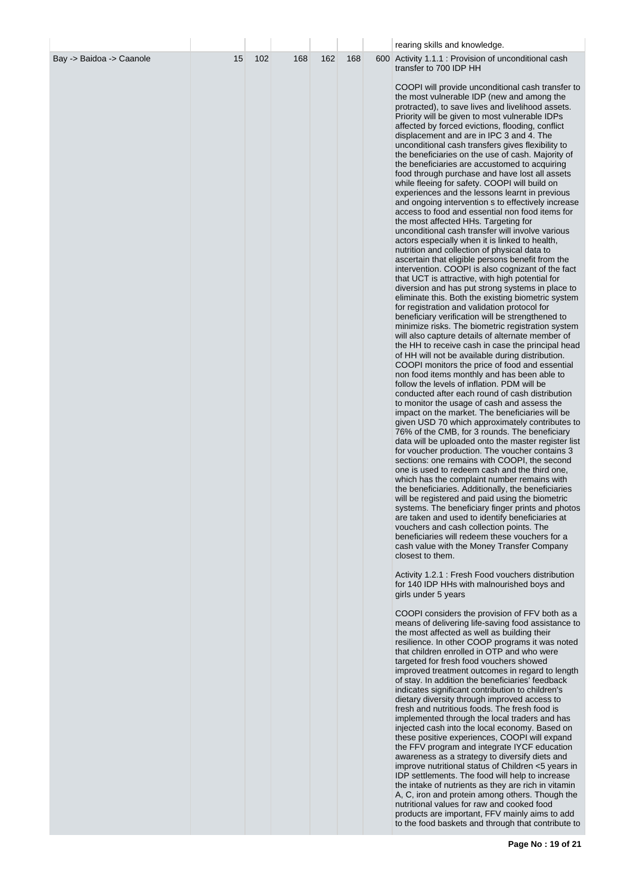| | | | | | | | |
|---|---|---|---|---|---|---|---|
| | | | | | | | rearing skills and knowledge. |
| Bay -> Baidoa -> Caanole | 15 | 102 | 168 | 162 | 168 | 600 | Activity 1.1.1 : Provision of unconditional cash transfer to 700 IDP HH<br><br>COOPI will provide unconditional cash transfer to the most vulnerable IDP (new and among the protracted), to save lives and livelihood assets. Priority will be given to most vulnerable IDPs affected by forced evictions, flooding, conflict displacement and are in IPC 3 and 4. The unconditional cash transfers gives flexibility to the beneficiaries on the use of cash. Majority of the beneficiaries are accustomed to acquiring food through purchase and have lost all assets while fleeing for safety. COOPI will build on experiences and the lessons learnt in previous and ongoing intervention s to effectively increase access to food and essential non food items for the most affected HHs. Targeting for unconditional cash transfer will involve various actors especially when it is linked to health, nutrition and collection of physical data to ascertain that eligible persons benefit from the intervention. COOPI is also cognizant of the fact that UCT is attractive, with high potential for diversion and has put strong systems in place to eliminate this. Both the existing biometric system for registration and validation protocol for beneficiary verification will be strengthened to minimize risks. The biometric registration system will also capture details of alternate member of the HH to receive cash in case the principal head of HH will not be available during distribution. COOPI monitors the price of food and essential non food items monthly and has been able to follow the levels of inflation. PDM will be conducted after each round of cash distribution to monitor the usage of cash and assess the impact on the market. The beneficiaries will be given USD 70 which approximately contributes to 76% of the CMB, for 3 rounds. The beneficiary data will be uploaded onto the master register list for voucher production. The voucher contains 3 sections: one remains with COOPI, the second one is used to redeem cash and the third one, which has the complaint number remains with the beneficiaries. Additionally, the beneficiaries will be registered and paid using the biometric systems. The beneficiary finger prints and photos are taken and used to identify beneficiaries at vouchers and cash collection points. The beneficiaries will redeem these vouchers for a cash value with the Money Transfer Company closest to them.<br><br>Activity 1.2.1 : Fresh Food vouchers distribution for 140 IDP HHs with malnourished boys and girls under 5 years<br><br>COOPI considers the provision of FFV both as a means of delivering life-saving food assistance to the most affected as well as building their resilience. In other COOP programs it was noted that children enrolled in OTP and who were targeted for fresh food vouchers showed improved treatment outcomes in regard to length of stay. In addition the beneficiaries' feedback indicates significant contribution to children's dietary diversity through improved access to fresh and nutritious foods. The fresh food is implemented through the local traders and has injected cash into the local economy. Based on these positive experiences, COOPI will expand the FFV program and integrate IYCF education awareness as a strategy to diversify diets and improve nutritional status of Children <5 years in IDP settlements. The food will help to increase the intake of nutrients as they are rich in vitamin A, C, iron and protein among others. Though the nutritional values for raw and cooked food products are important, FFV mainly aims to add to the food baskets and through that contribute to |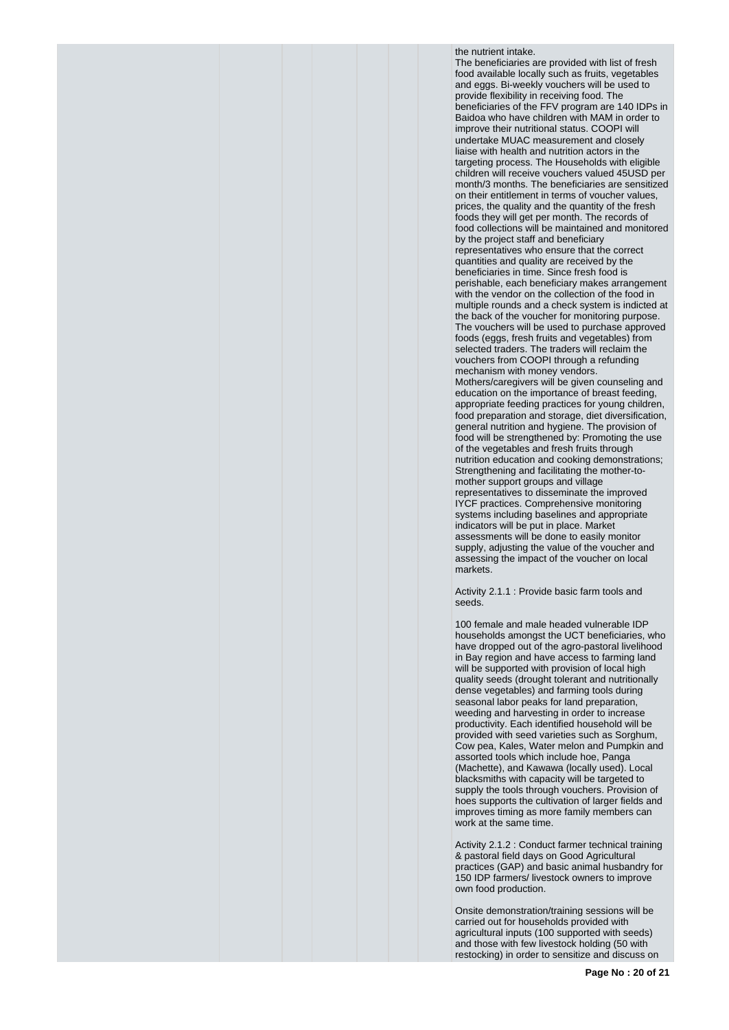the nutrient intake.
The beneficiaries are provided with list of fresh food available locally such as fruits, vegetables and eggs. Bi-weekly vouchers will be used to provide flexibility in receiving food. The beneficiaries of the FFV program are 140 IDPs in Baidoa who have children with MAM in order to improve their nutritional status. COOPI will undertake MUAC measurement and closely liaise with health and nutrition actors in the targeting process. The Households with eligible children will receive vouchers valued 45USD per month/3 months. The beneficiaries are sensitized on their entitlement in terms of voucher values, prices, the quality and the quantity of the fresh foods they will get per month. The records of food collections will be maintained and monitored by the project staff and beneficiary representatives who ensure that the correct quantities and quality are received by the beneficiaries in time. Since fresh food is perishable, each beneficiary makes arrangement with the vendor on the collection of the food in multiple rounds and a check system is indicted at the back of the voucher for monitoring purpose. The vouchers will be used to purchase approved foods (eggs, fresh fruits and vegetables) from selected traders. The traders will reclaim the vouchers from COOPI through a refunding mechanism with money vendors.
Mothers/caregivers will be given counseling and education on the importance of breast feeding, appropriate feeding practices for young children, food preparation and storage, diet diversification, general nutrition and hygiene. The provision of food will be strengthened by: Promoting the use of the vegetables and fresh fruits through nutrition education and cooking demonstrations; Strengthening and facilitating the mother-to-mother support groups and village representatives to disseminate the improved IYCF practices. Comprehensive monitoring systems including baselines and appropriate indicators will be put in place. Market assessments will be done to easily monitor supply, adjusting the value of the voucher and assessing the impact of the voucher on local markets.

Activity 2.1.1 : Provide basic farm tools and seeds.

100 female and male headed vulnerable IDP households amongst the UCT beneficiaries, who have dropped out of the agro-pastoral livelihood in Bay region and have access to farming land will be supported with provision of local high quality seeds (drought tolerant and nutritionally dense vegetables) and farming tools during seasonal labor peaks for land preparation, weeding and harvesting in order to increase productivity. Each identified household will be provided with seed varieties such as Sorghum, Cow pea, Kales, Water melon and Pumpkin and assorted tools which include hoe, Panga (Machette), and Kawawa (locally used). Local blacksmiths with capacity will be targeted to supply the tools through vouchers. Provision of hoes supports the cultivation of larger fields and improves timing as more family members can work at the same time.

Activity 2.1.2 : Conduct farmer technical training & pastoral field days on Good Agricultural practices (GAP) and basic animal husbandry for 150 IDP farmers/ livestock owners to improve own food production.

Onsite demonstration/training sessions will be carried out for households provided with agricultural inputs (100 supported with seeds) and those with few livestock holding (50 with restocking) in order to sensitize and discuss on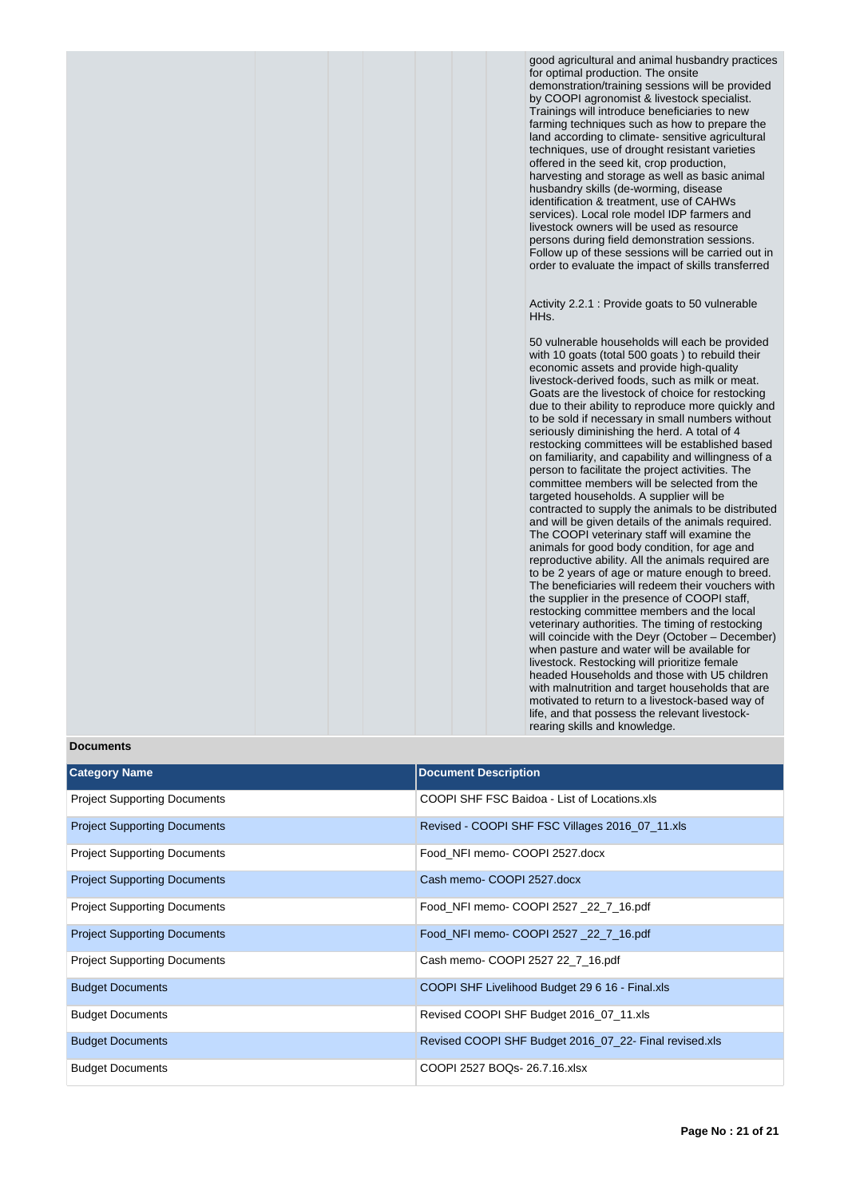good agricultural and animal husbandry practices for optimal production. The onsite demonstration/training sessions will be provided by COOPI agronomist & livestock specialist. Trainings will introduce beneficiaries to new farming techniques such as how to prepare the land according to climate- sensitive agricultural techniques, use of drought resistant varieties offered in the seed kit, crop production, harvesting and storage as well as basic animal husbandry skills (de-worming, disease identification & treatment, use of CAHWs services). Local role model IDP farmers and livestock owners will be used as resource persons during field demonstration sessions. Follow up of these sessions will be carried out in order to evaluate the impact of skills transferred

Activity 2.2.1 : Provide goats to 50 vulnerable HHs.

50 vulnerable households will each be provided with 10 goats (total 500 goats ) to rebuild their economic assets and provide high-quality livestock-derived foods, such as milk or meat. Goats are the livestock of choice for restocking due to their ability to reproduce more quickly and to be sold if necessary in small numbers without seriously diminishing the herd. A total of 4 restocking committees will be established based on familiarity, and capability and willingness of a person to facilitate the project activities. The committee members will be selected from the targeted households. A supplier will be contracted to supply the animals to be distributed and will be given details of the animals required. The COOPI veterinary staff will examine the animals for good body condition, for age and reproductive ability. All the animals required are to be 2 years of age or mature enough to breed. The beneficiaries will redeem their vouchers with the supplier in the presence of COOPI staff, restocking committee members and the local veterinary authorities. The timing of restocking will coincide with the Deyr (October – December) when pasture and water will be available for livestock. Restocking will prioritize female headed Households and those with U5 children with malnutrition and target households that are motivated to return to a livestock-based way of life, and that possess the relevant livestock-rearing skills and knowledge.

**Documents**

| Category Name | Document Description |
|---|---|
| Project Supporting Documents | COOPI SHF FSC Baidoa - List of Locations.xls |
| Project Supporting Documents | Revised - COOPI SHF FSC Villages 2016_07_11.xls |
| Project Supporting Documents | Food_NFI memo- COOPI 2527.docx |
| Project Supporting Documents | Cash memo- COOPI 2527.docx |
| Project Supporting Documents | Food_NFI memo- COOPI 2527 _22_7_16.pdf |
| Project Supporting Documents | Food_NFI memo- COOPI 2527 _22_7_16.pdf |
| Project Supporting Documents | Cash memo- COOPI 2527 22_7_16.pdf |
| Budget Documents | COOPI SHF Livelihood Budget 29 6 16 - Final.xls |
| Budget Documents | Revised COOPI SHF Budget 2016_07_11.xls |
| Budget Documents | Revised COOPI SHF Budget 2016_07_22- Final revised.xls |
| Budget Documents | COOPI 2527 BOQs- 26.7.16.xlsx |